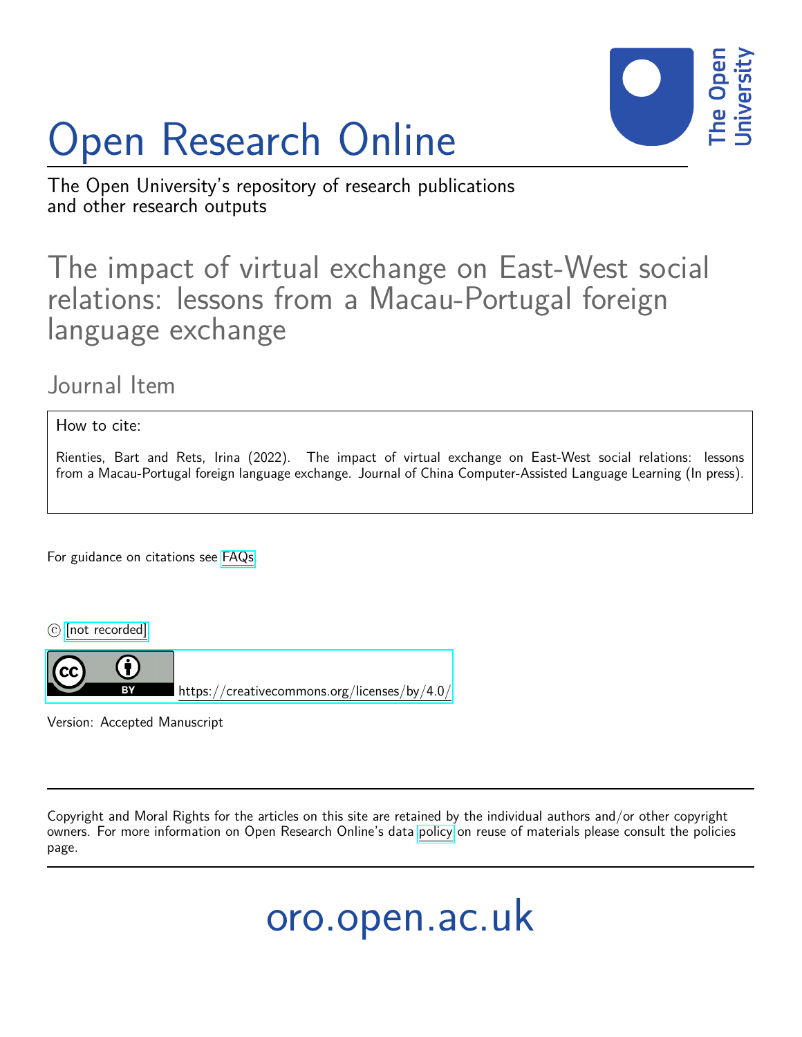# Open Research Online

The Open University's repository of research publications and other research outputs

## The impact of virtual exchange on East-West social relations: lessons from a Macau-Portugal foreign language exchange

### Journal Item

How to cite:

Rienties, Bart and Rets, Irina (2022). The impact of virtual exchange on East-West social relations: lessons from a Macau-Portugal foreign language exchange. Journal of China Computer-Assisted Language Learning (In press).

For guidance on citations see FAQs.

© [not recorded]

https://creativecommons.org/licenses/by/4.0/

Version: Accepted Manuscript

Copyright and Moral Rights for the articles on this site are retained by the individual authors and/or other copyright owners. For more information on Open Research Online's data policy on reuse of materials please consult the policies page.

oro.open.ac.uk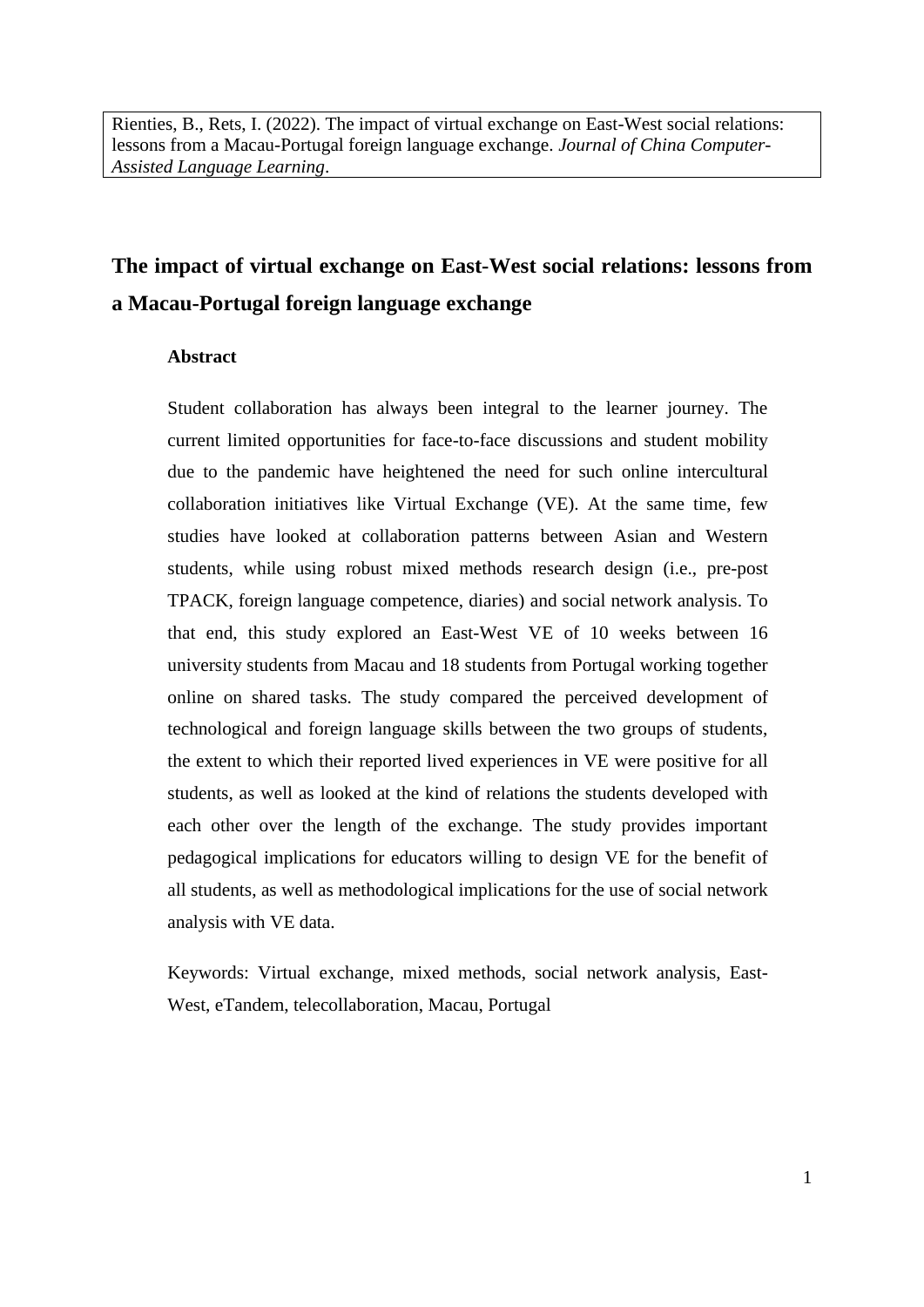Rienties, B., Rets, I. (2022). The impact of virtual exchange on East-West social relations: lessons from a Macau-Portugal foreign language exchange. *Journal of China Computer-Assisted Language Learning*.

# The impact of virtual exchange on East-West social relations: lessons from a Macau-Portugal foreign language exchange

### Abstract

Student collaboration has always been integral to the learner journey. The current limited opportunities for face-to-face discussions and student mobility due to the pandemic have heightened the need for such online intercultural collaboration initiatives like Virtual Exchange (VE). At the same time, few studies have looked at collaboration patterns between Asian and Western students, while using robust mixed methods research design (i.e., pre-post TPACK, foreign language competence, diaries) and social network analysis. To that end, this study explored an East-West VE of 10 weeks between 16 university students from Macau and 18 students from Portugal working together online on shared tasks. The study compared the perceived development of technological and foreign language skills between the two groups of students, the extent to which their reported lived experiences in VE were positive for all students, as well as looked at the kind of relations the students developed with each other over the length of the exchange. The study provides important pedagogical implications for educators willing to design VE for the benefit of all students, as well as methodological implications for the use of social network analysis with VE data.

Keywords: Virtual exchange, mixed methods, social network analysis, East-West, eTandem, telecollaboration, Macau, Portugal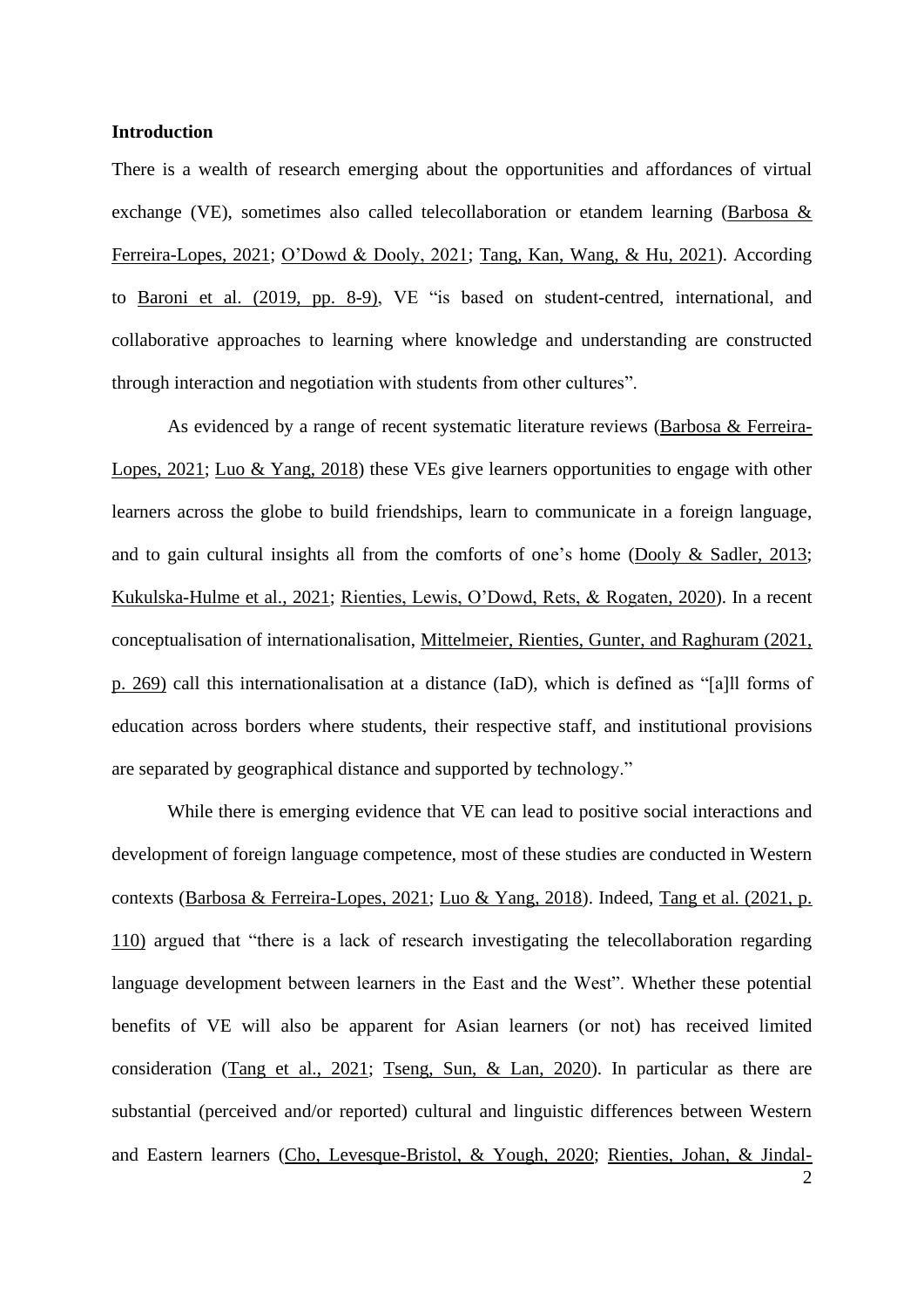## Introduction

There is a wealth of research emerging about the opportunities and affordances of virtual exchange (VE), sometimes also called telecollaboration or etandem learning (Barbosa & Ferreira-Lopes, 2021; O'Dowd & Dooly, 2021; Tang, Kan, Wang, & Hu, 2021). According to Baroni et al. (2019, pp. 8-9), VE "is based on student-centred, international, and collaborative approaches to learning where knowledge and understanding are constructed through interaction and negotiation with students from other cultures".

As evidenced by a range of recent systematic literature reviews (Barbosa & Ferreira-Lopes, 2021; Luo & Yang, 2018) these VEs give learners opportunities to engage with other learners across the globe to build friendships, learn to communicate in a foreign language, and to gain cultural insights all from the comforts of one's home (Dooly & Sadler, 2013; Kukulska-Hulme et al., 2021; Rienties, Lewis, O'Dowd, Rets, & Rogaten, 2020). In a recent conceptualisation of internationalisation, Mittelmeier, Rienties, Gunter, and Raghuram (2021, p. 269) call this internationalisation at a distance (IaD), which is defined as "[a]ll forms of education across borders where students, their respective staff, and institutional provisions are separated by geographical distance and supported by technology."

While there is emerging evidence that VE can lead to positive social interactions and development of foreign language competence, most of these studies are conducted in Western contexts (Barbosa & Ferreira-Lopes, 2021; Luo & Yang, 2018). Indeed, Tang et al. (2021, p. 110) argued that "there is a lack of research investigating the telecollaboration regarding language development between learners in the East and the West". Whether these potential benefits of VE will also be apparent for Asian learners (or not) has received limited consideration (Tang et al., 2021; Tseng, Sun, & Lan, 2020). In particular as there are substantial (perceived and/or reported) cultural and linguistic differences between Western and Eastern learners (Cho, Levesque-Bristol, & Yough, 2020; Rienties, Johan, & Jindal-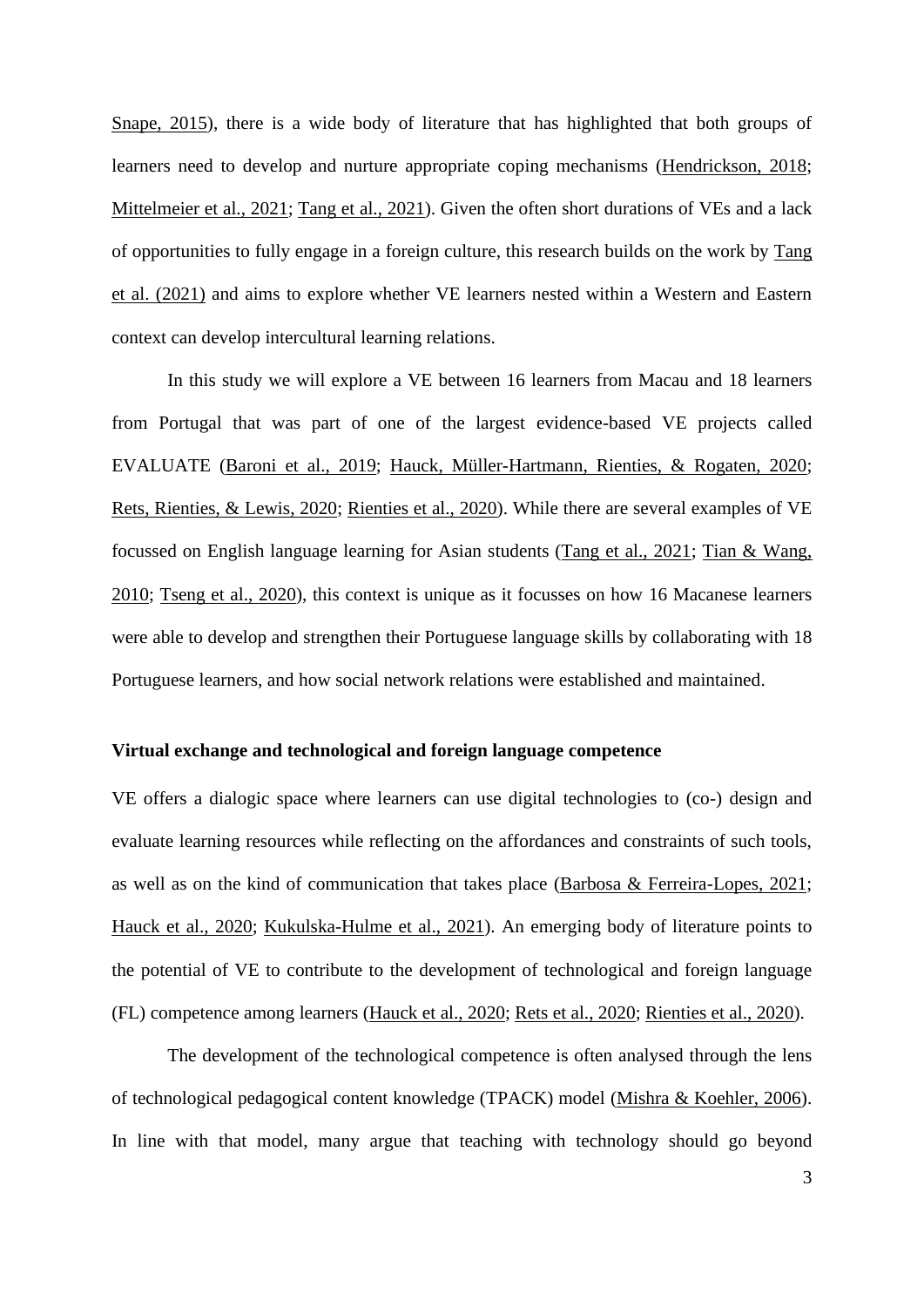Snape, 2015), there is a wide body of literature that has highlighted that both groups of learners need to develop and nurture appropriate coping mechanisms (Hendrickson, 2018; Mittelmeier et al., 2021; Tang et al., 2021). Given the often short durations of VEs and a lack of opportunities to fully engage in a foreign culture, this research builds on the work by Tang et al. (2021) and aims to explore whether VE learners nested within a Western and Eastern context can develop intercultural learning relations.

In this study we will explore a VE between 16 learners from Macau and 18 learners from Portugal that was part of one of the largest evidence-based VE projects called EVALUATE (Baroni et al., 2019; Hauck, Müller-Hartmann, Rienties, & Rogaten, 2020; Rets, Rienties, & Lewis, 2020; Rienties et al., 2020). While there are several examples of VE focussed on English language learning for Asian students (Tang et al., 2021; Tian & Wang, 2010; Tseng et al., 2020), this context is unique as it focusses on how 16 Macanese learners were able to develop and strengthen their Portuguese language skills by collaborating with 18 Portuguese learners, and how social network relations were established and maintained.

### Virtual exchange and technological and foreign language competence

VE offers a dialogic space where learners can use digital technologies to (co-) design and evaluate learning resources while reflecting on the affordances and constraints of such tools, as well as on the kind of communication that takes place (Barbosa & Ferreira-Lopes, 2021; Hauck et al., 2020; Kukulska-Hulme et al., 2021). An emerging body of literature points to the potential of VE to contribute to the development of technological and foreign language (FL) competence among learners (Hauck et al., 2020; Rets et al., 2020; Rienties et al., 2020).

The development of the technological competence is often analysed through the lens of technological pedagogical content knowledge (TPACK) model (Mishra & Koehler, 2006). In line with that model, many argue that teaching with technology should go beyond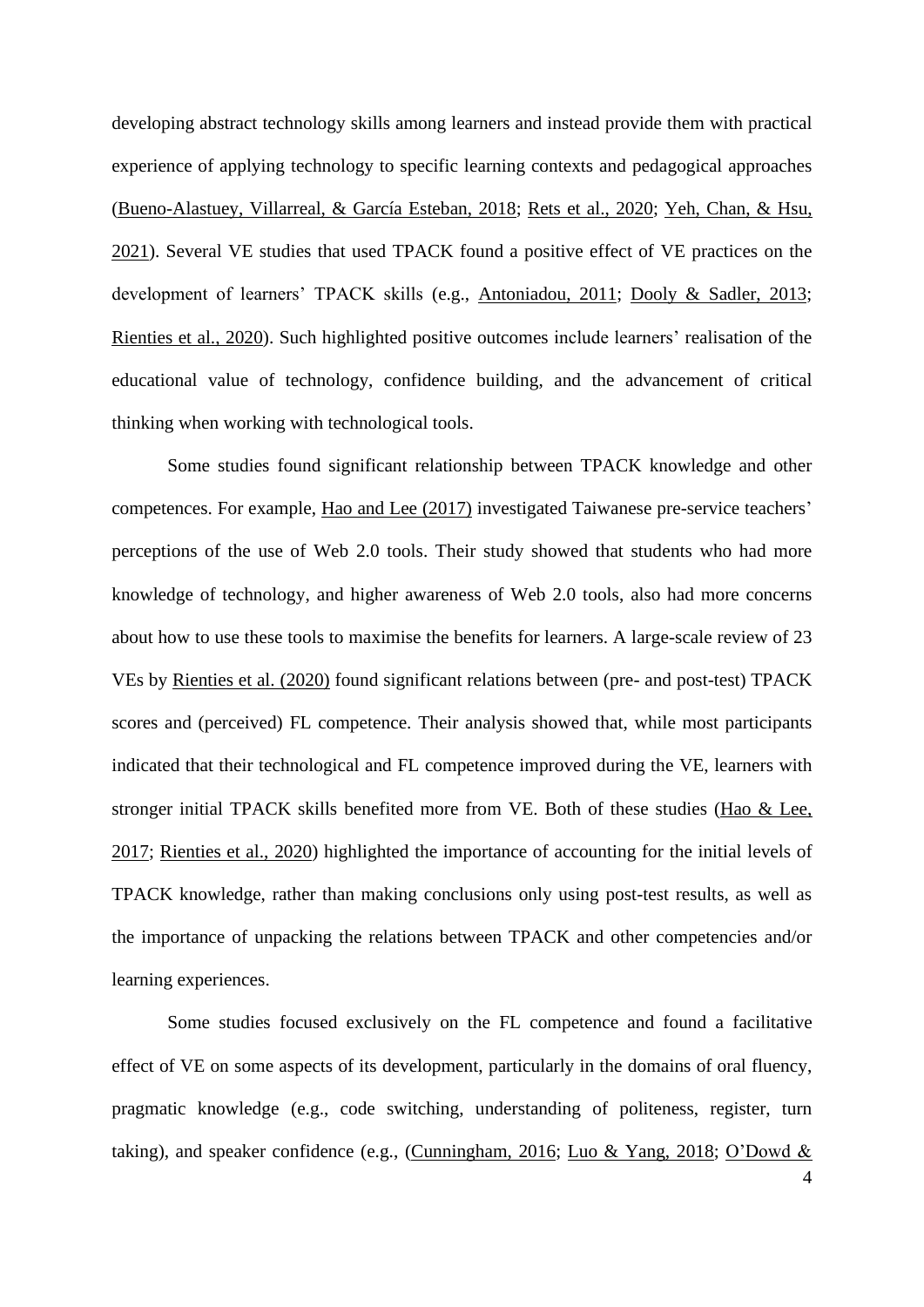developing abstract technology skills among learners and instead provide them with practical experience of applying technology to specific learning contexts and pedagogical approaches (Bueno-Alastuey, Villarreal, & García Esteban, 2018; Rets et al., 2020; Yeh, Chan, & Hsu, 2021). Several VE studies that used TPACK found a positive effect of VE practices on the development of learners' TPACK skills (e.g., Antoniadou, 2011; Dooly & Sadler, 2013; Rienties et al., 2020). Such highlighted positive outcomes include learners' realisation of the educational value of technology, confidence building, and the advancement of critical thinking when working with technological tools.

Some studies found significant relationship between TPACK knowledge and other competences. For example, Hao and Lee (2017) investigated Taiwanese pre-service teachers' perceptions of the use of Web 2.0 tools. Their study showed that students who had more knowledge of technology, and higher awareness of Web 2.0 tools, also had more concerns about how to use these tools to maximise the benefits for learners. A large-scale review of 23 VEs by Rienties et al. (2020) found significant relations between (pre- and post-test) TPACK scores and (perceived) FL competence. Their analysis showed that, while most participants indicated that their technological and FL competence improved during the VE, learners with stronger initial TPACK skills benefited more from VE. Both of these studies (Hao & Lee, 2017; Rienties et al., 2020) highlighted the importance of accounting for the initial levels of TPACK knowledge, rather than making conclusions only using post-test results, as well as the importance of unpacking the relations between TPACK and other competencies and/or learning experiences.

Some studies focused exclusively on the FL competence and found a facilitative effect of VE on some aspects of its development, particularly in the domains of oral fluency, pragmatic knowledge (e.g., code switching, understanding of politeness, register, turn taking), and speaker confidence (e.g., (Cunningham, 2016; Luo & Yang, 2018; O'Dowd &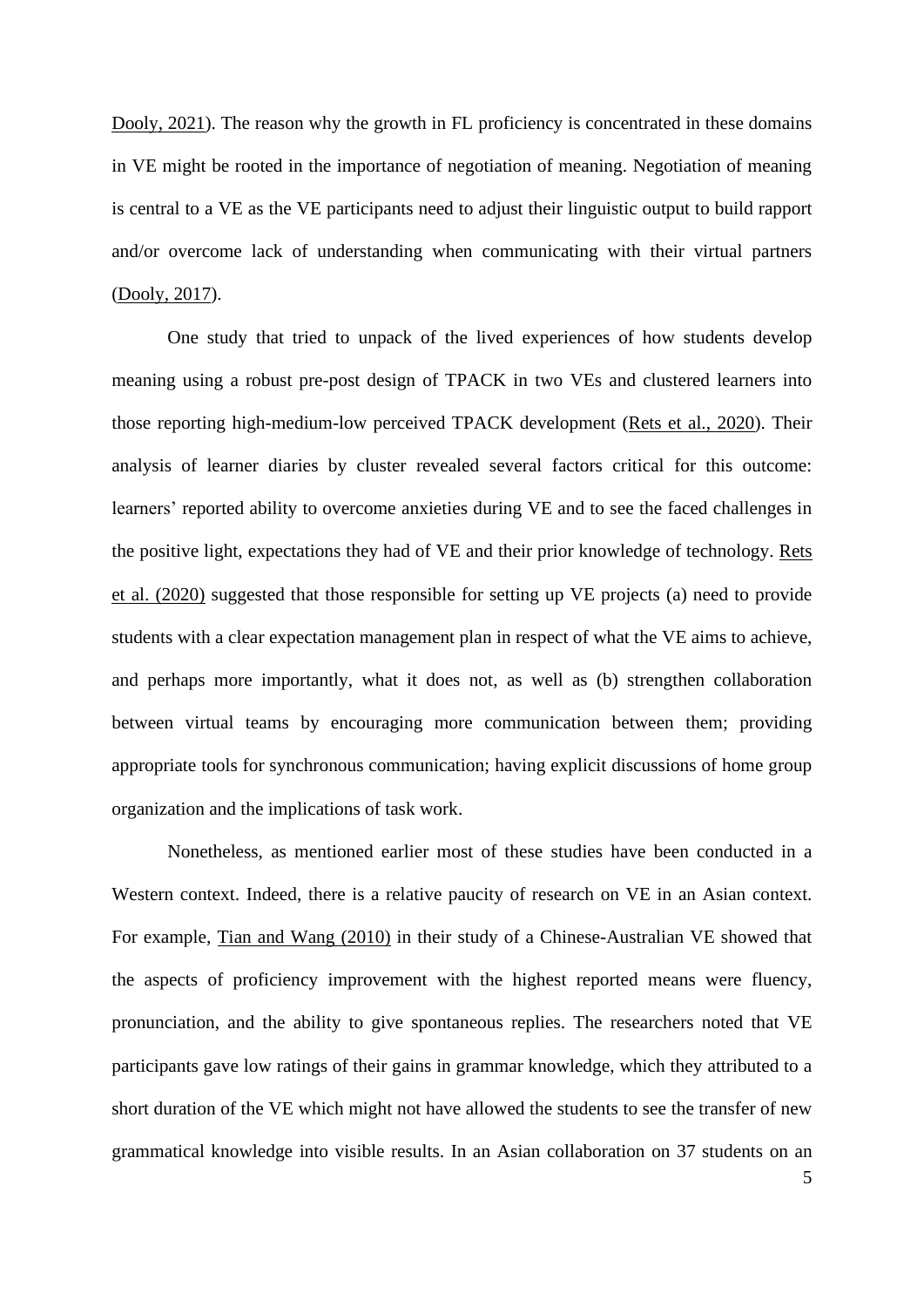Dooly, 2021). The reason why the growth in FL proficiency is concentrated in these domains in VE might be rooted in the importance of negotiation of meaning. Negotiation of meaning is central to a VE as the VE participants need to adjust their linguistic output to build rapport and/or overcome lack of understanding when communicating with their virtual partners (Dooly, 2017).

One study that tried to unpack of the lived experiences of how students develop meaning using a robust pre-post design of TPACK in two VEs and clustered learners into those reporting high-medium-low perceived TPACK development (Rets et al., 2020). Their analysis of learner diaries by cluster revealed several factors critical for this outcome: learners' reported ability to overcome anxieties during VE and to see the faced challenges in the positive light, expectations they had of VE and their prior knowledge of technology. Rets et al. (2020) suggested that those responsible for setting up VE projects (a) need to provide students with a clear expectation management plan in respect of what the VE aims to achieve, and perhaps more importantly, what it does not, as well as (b) strengthen collaboration between virtual teams by encouraging more communication between them; providing appropriate tools for synchronous communication; having explicit discussions of home group organization and the implications of task work.

Nonetheless, as mentioned earlier most of these studies have been conducted in a Western context. Indeed, there is a relative paucity of research on VE in an Asian context. For example, Tian and Wang (2010) in their study of a Chinese-Australian VE showed that the aspects of proficiency improvement with the highest reported means were fluency, pronunciation, and the ability to give spontaneous replies. The researchers noted that VE participants gave low ratings of their gains in grammar knowledge, which they attributed to a short duration of the VE which might not have allowed the students to see the transfer of new grammatical knowledge into visible results. In an Asian collaboration on 37 students on an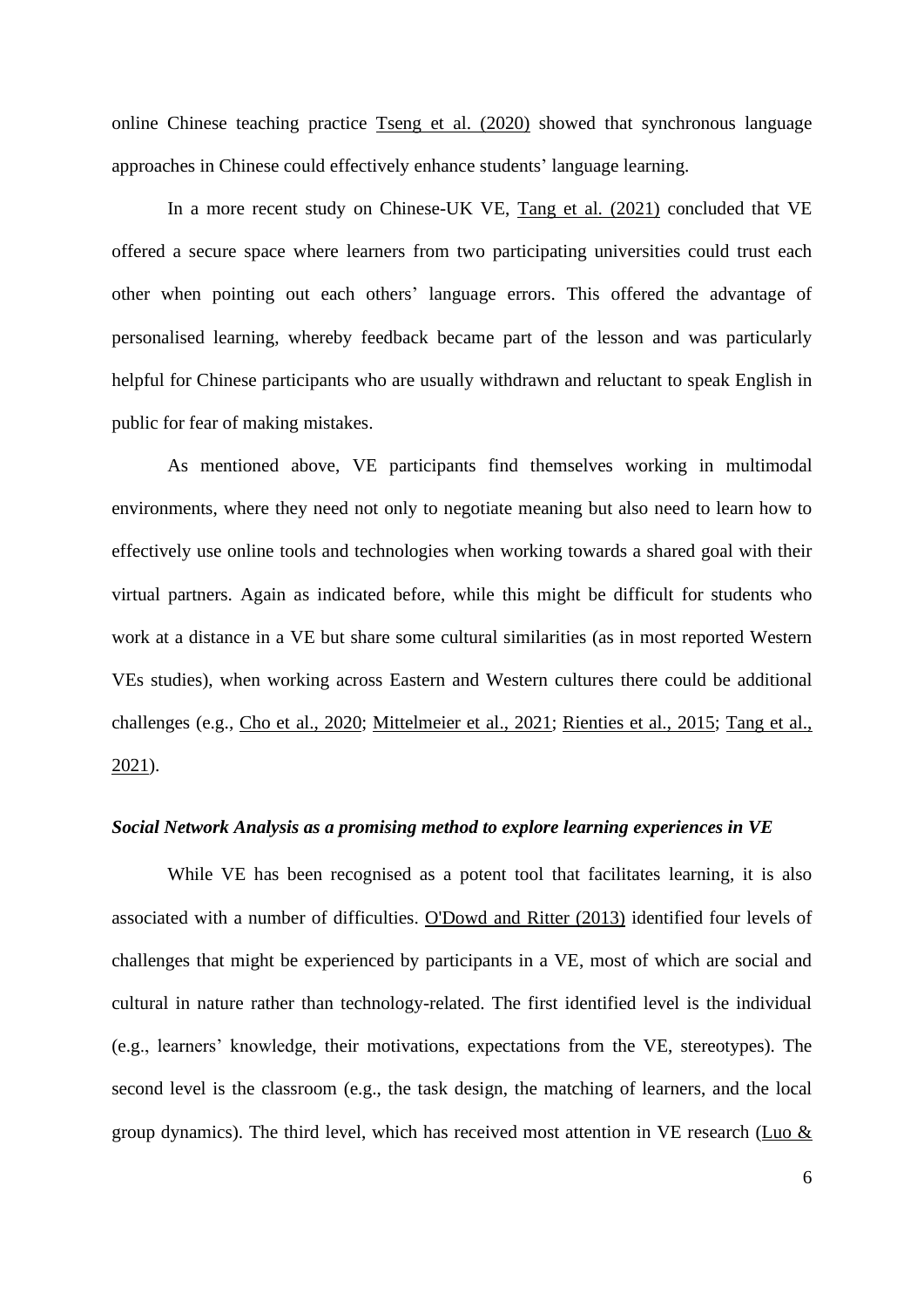online Chinese teaching practice Tseng et al. (2020) showed that synchronous language approaches in Chinese could effectively enhance students' language learning.

In a more recent study on Chinese-UK VE, Tang et al. (2021) concluded that VE offered a secure space where learners from two participating universities could trust each other when pointing out each others' language errors. This offered the advantage of personalised learning, whereby feedback became part of the lesson and was particularly helpful for Chinese participants who are usually withdrawn and reluctant to speak English in public for fear of making mistakes.

As mentioned above, VE participants find themselves working in multimodal environments, where they need not only to negotiate meaning but also need to learn how to effectively use online tools and technologies when working towards a shared goal with their virtual partners. Again as indicated before, while this might be difficult for students who work at a distance in a VE but share some cultural similarities (as in most reported Western VEs studies), when working across Eastern and Western cultures there could be additional challenges (e.g., Cho et al., 2020; Mittelmeier et al., 2021; Rienties et al., 2015; Tang et al., 2021).

### *Social Network Analysis as a promising method to explore learning experiences in VE*

While VE has been recognised as a potent tool that facilitates learning, it is also associated with a number of difficulties. O'Dowd and Ritter (2013) identified four levels of challenges that might be experienced by participants in a VE, most of which are social and cultural in nature rather than technology-related. The first identified level is the individual (e.g., learners' knowledge, their motivations, expectations from the VE, stereotypes). The second level is the classroom (e.g., the task design, the matching of learners, and the local group dynamics). The third level, which has received most attention in VE research (Luo &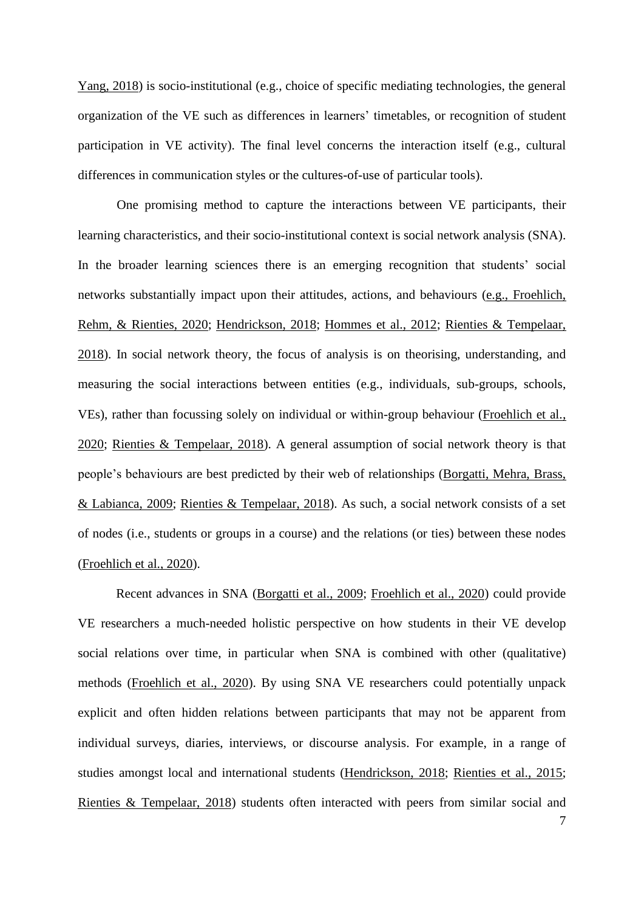Yang, 2018) is socio-institutional (e.g., choice of specific mediating technologies, the general organization of the VE such as differences in learners' timetables, or recognition of student participation in VE activity). The final level concerns the interaction itself (e.g., cultural differences in communication styles or the cultures-of-use of particular tools).

One promising method to capture the interactions between VE participants, their learning characteristics, and their socio-institutional context is social network analysis (SNA). In the broader learning sciences there is an emerging recognition that students' social networks substantially impact upon their attitudes, actions, and behaviours (e.g., Froehlich, Rehm, & Rienties, 2020; Hendrickson, 2018; Hommes et al., 2012; Rienties & Tempelaar, 2018). In social network theory, the focus of analysis is on theorising, understanding, and measuring the social interactions between entities (e.g., individuals, sub-groups, schools, VEs), rather than focussing solely on individual or within-group behaviour (Froehlich et al., 2020; Rienties & Tempelaar, 2018). A general assumption of social network theory is that people's behaviours are best predicted by their web of relationships (Borgatti, Mehra, Brass, & Labianca, 2009; Rienties & Tempelaar, 2018). As such, a social network consists of a set of nodes (i.e., students or groups in a course) and the relations (or ties) between these nodes (Froehlich et al., 2020).

Recent advances in SNA (Borgatti et al., 2009; Froehlich et al., 2020) could provide VE researchers a much-needed holistic perspective on how students in their VE develop social relations over time, in particular when SNA is combined with other (qualitative) methods (Froehlich et al., 2020). By using SNA VE researchers could potentially unpack explicit and often hidden relations between participants that may not be apparent from individual surveys, diaries, interviews, or discourse analysis. For example, in a range of studies amongst local and international students (Hendrickson, 2018; Rienties et al., 2015; Rienties & Tempelaar, 2018) students often interacted with peers from similar social and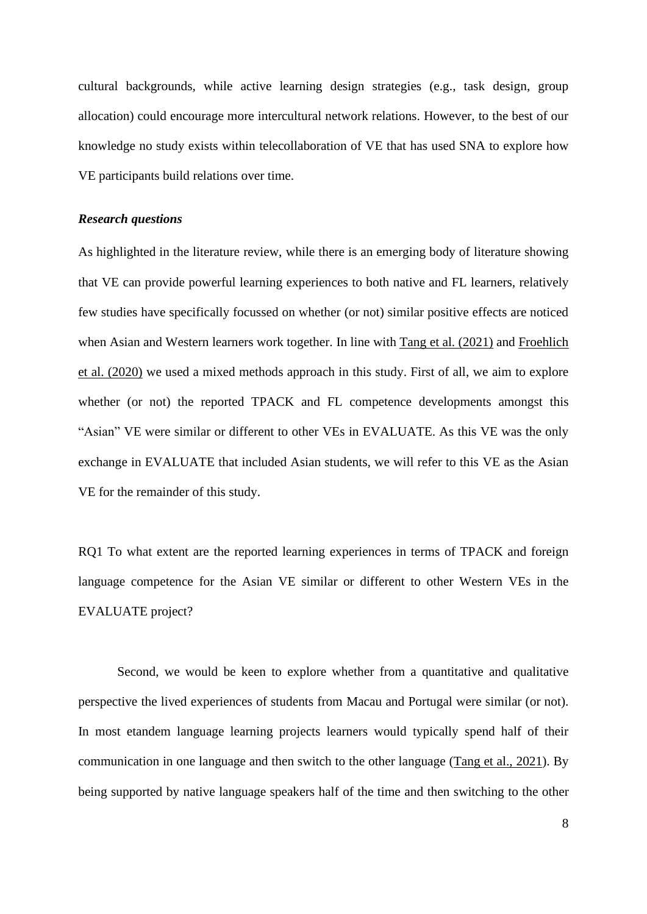cultural backgrounds, while active learning design strategies (e.g., task design, group allocation) could encourage more intercultural network relations. However, to the best of our knowledge no study exists within telecollaboration of VE that has used SNA to explore how VE participants build relations over time.

### *Research questions*

As highlighted in the literature review, while there is an emerging body of literature showing that VE can provide powerful learning experiences to both native and FL learners, relatively few studies have specifically focussed on whether (or not) similar positive effects are noticed when Asian and Western learners work together. In line with Tang et al. (2021) and Froehlich et al. (2020) we used a mixed methods approach in this study. First of all, we aim to explore whether (or not) the reported TPACK and FL competence developments amongst this "Asian" VE were similar or different to other VEs in EVALUATE. As this VE was the only exchange in EVALUATE that included Asian students, we will refer to this VE as the Asian VE for the remainder of this study.

RQ1 To what extent are the reported learning experiences in terms of TPACK and foreign language competence for the Asian VE similar or different to other Western VEs in the EVALUATE project?

Second, we would be keen to explore whether from a quantitative and qualitative perspective the lived experiences of students from Macau and Portugal were similar (or not). In most etandem language learning projects learners would typically spend half of their communication in one language and then switch to the other language (Tang et al., 2021). By being supported by native language speakers half of the time and then switching to the other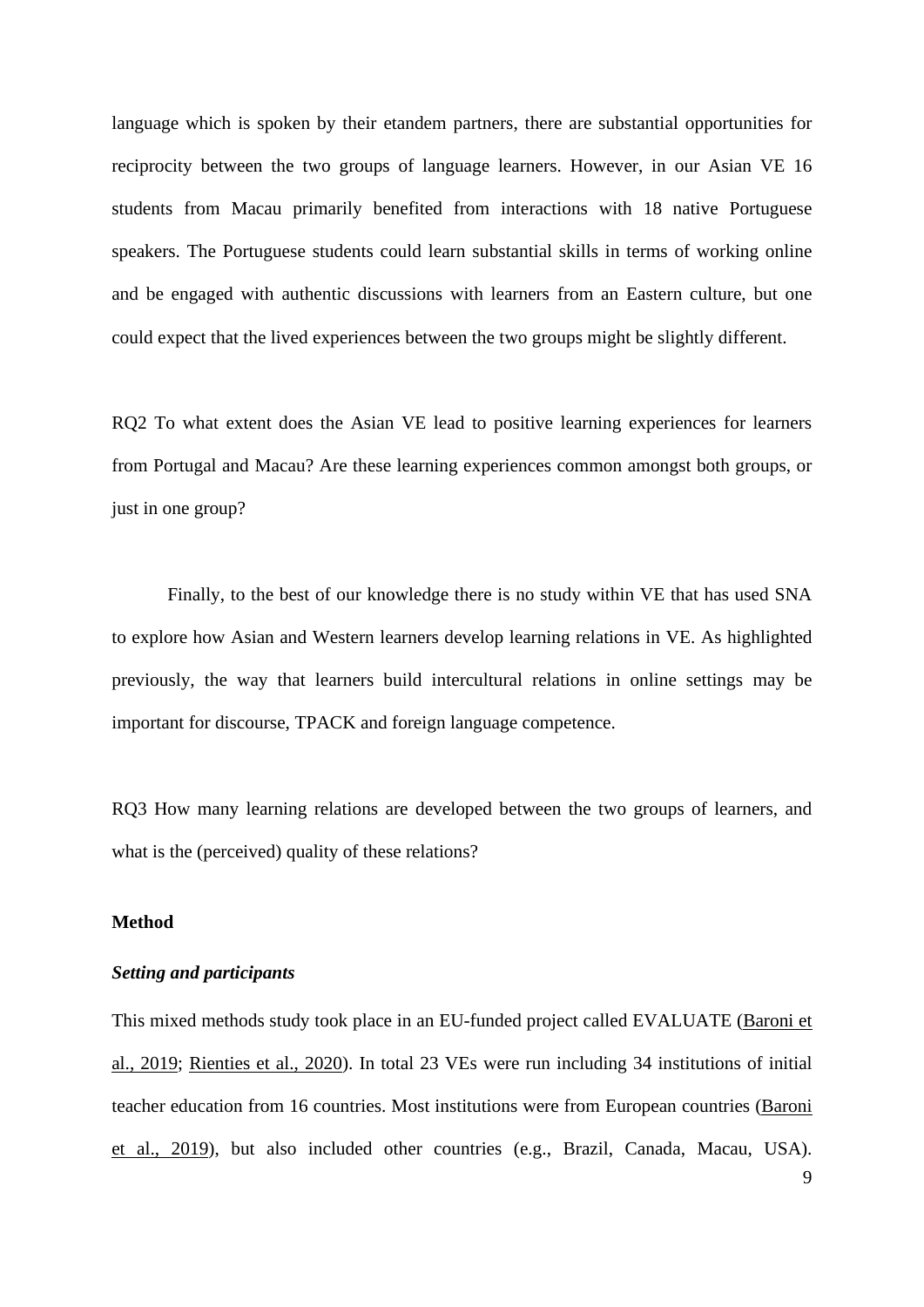language which is spoken by their etandem partners, there are substantial opportunities for reciprocity between the two groups of language learners. However, in our Asian VE 16 students from Macau primarily benefited from interactions with 18 native Portuguese speakers. The Portuguese students could learn substantial skills in terms of working online and be engaged with authentic discussions with learners from an Eastern culture, but one could expect that the lived experiences between the two groups might be slightly different.

RQ2 To what extent does the Asian VE lead to positive learning experiences for learners from Portugal and Macau? Are these learning experiences common amongst both groups, or just in one group?

Finally, to the best of our knowledge there is no study within VE that has used SNA to explore how Asian and Western learners develop learning relations in VE. As highlighted previously, the way that learners build intercultural relations in online settings may be important for discourse, TPACK and foreign language competence.

RQ3 How many learning relations are developed between the two groups of learners, and what is the (perceived) quality of these relations?

## Method

### *Setting and participants*

This mixed methods study took place in an EU-funded project called EVALUATE (Baroni et al., 2019; Rienties et al., 2020). In total 23 VEs were run including 34 institutions of initial teacher education from 16 countries. Most institutions were from European countries (Baroni et al., 2019), but also included other countries (e.g., Brazil, Canada, Macau, USA).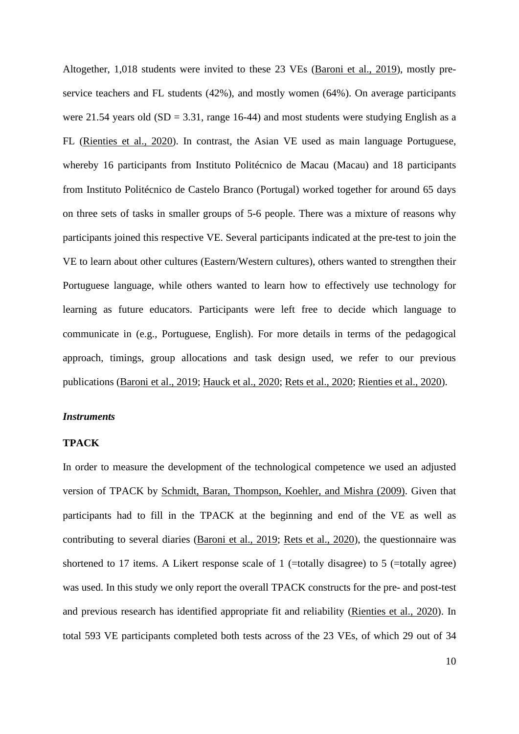Altogether, 1,018 students were invited to these 23 VEs (Baroni et al., 2019), mostly pre-service teachers and FL students (42%), and mostly women (64%). On average participants were 21.54 years old (SD = 3.31, range 16-44) and most students were studying English as a FL (Rienties et al., 2020). In contrast, the Asian VE used as main language Portuguese, whereby 16 participants from Instituto Politécnico de Macau (Macau) and 18 participants from Instituto Politécnico de Castelo Branco (Portugal) worked together for around 65 days on three sets of tasks in smaller groups of 5-6 people. There was a mixture of reasons why participants joined this respective VE. Several participants indicated at the pre-test to join the VE to learn about other cultures (Eastern/Western cultures), others wanted to strengthen their Portuguese language, while others wanted to learn how to effectively use technology for learning as future educators. Participants were left free to decide which language to communicate in (e.g., Portuguese, English). For more details in terms of the pedagogical approach, timings, group allocations and task design used, we refer to our previous publications (Baroni et al., 2019; Hauck et al., 2020; Rets et al., 2020; Rienties et al., 2020).

### *Instruments*

#### **TPACK**

In order to measure the development of the technological competence we used an adjusted version of TPACK by Schmidt, Baran, Thompson, Koehler, and Mishra (2009). Given that participants had to fill in the TPACK at the beginning and end of the VE as well as contributing to several diaries (Baroni et al., 2019; Rets et al., 2020), the questionnaire was shortened to 17 items. A Likert response scale of 1 (=totally disagree) to 5 (=totally agree) was used. In this study we only report the overall TPACK constructs for the pre- and post-test and previous research has identified appropriate fit and reliability (Rienties et al., 2020). In total 593 VE participants completed both tests across of the 23 VEs, of which 29 out of 34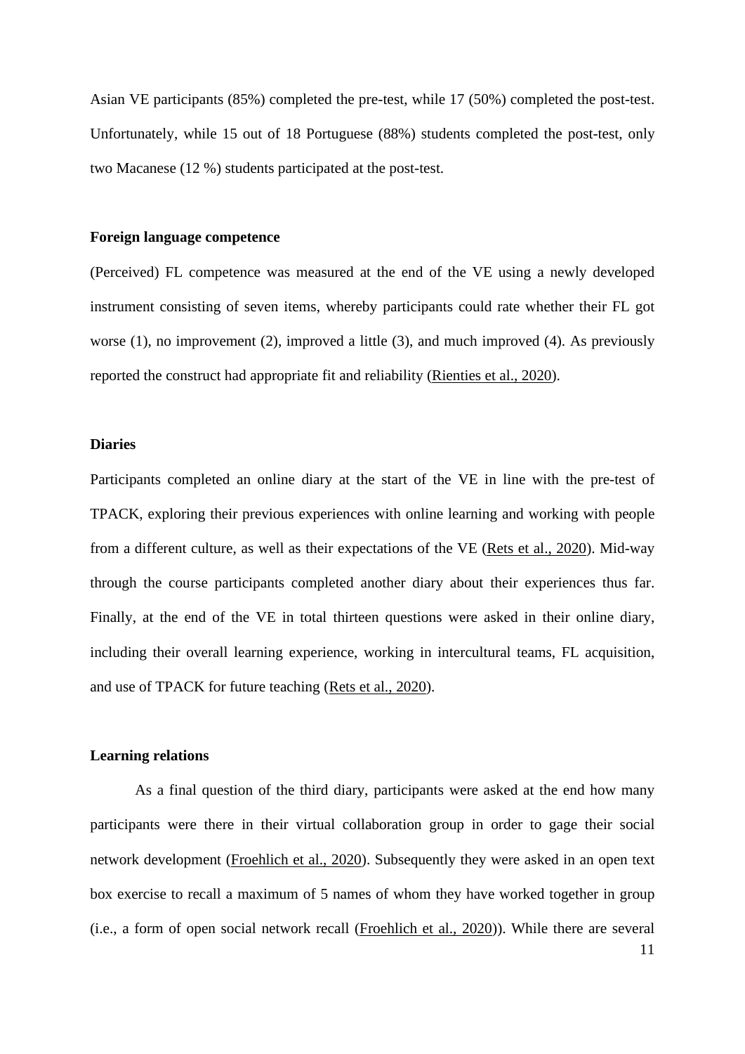Asian VE participants (85%) completed the pre-test, while 17 (50%) completed the post-test. Unfortunately, while 15 out of 18 Portuguese (88%) students completed the post-test, only two Macanese (12 %) students participated at the post-test.

**Foreign language competence**

(Perceived) FL competence was measured at the end of the VE using a newly developed instrument consisting of seven items, whereby participants could rate whether their FL got worse (1), no improvement (2), improved a little (3), and much improved (4). As previously reported the construct had appropriate fit and reliability (Rienties et al., 2020).

**Diaries**

Participants completed an online diary at the start of the VE in line with the pre-test of TPACK, exploring their previous experiences with online learning and working with people from a different culture, as well as their expectations of the VE (Rets et al., 2020). Mid-way through the course participants completed another diary about their experiences thus far. Finally, at the end of the VE in total thirteen questions were asked in their online diary, including their overall learning experience, working in intercultural teams, FL acquisition, and use of TPACK for future teaching (Rets et al., 2020).

**Learning relations**

As a final question of the third diary, participants were asked at the end how many participants were there in their virtual collaboration group in order to gage their social network development (Froehlich et al., 2020). Subsequently they were asked in an open text box exercise to recall a maximum of 5 names of whom they have worked together in group (i.e., a form of open social network recall (Froehlich et al., 2020)). While there are several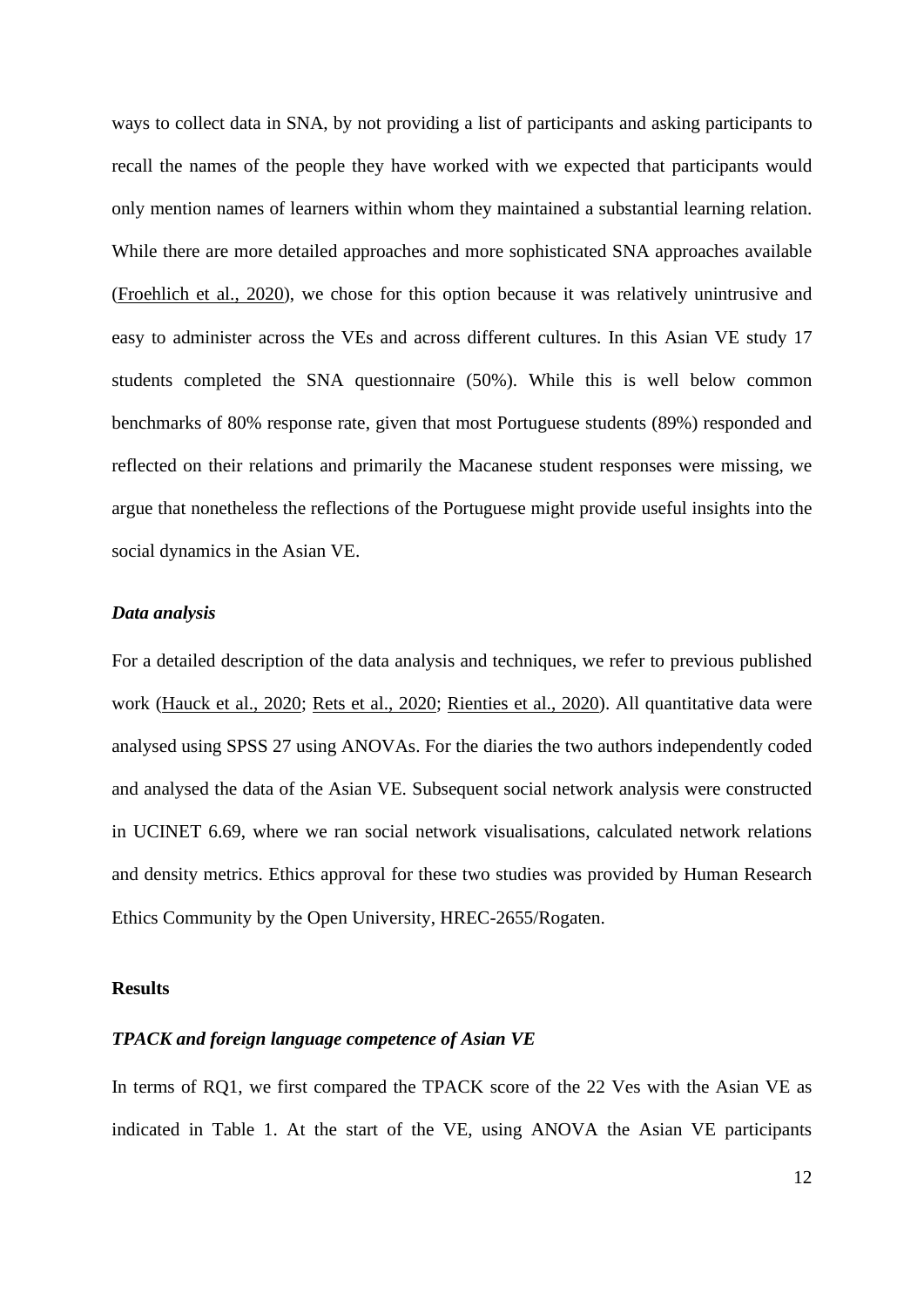ways to collect data in SNA, by not providing a list of participants and asking participants to recall the names of the people they have worked with we expected that participants would only mention names of learners within whom they maintained a substantial learning relation. While there are more detailed approaches and more sophisticated SNA approaches available (Froehlich et al., 2020), we chose for this option because it was relatively unintrusive and easy to administer across the VEs and across different cultures. In this Asian VE study 17 students completed the SNA questionnaire (50%). While this is well below common benchmarks of 80% response rate, given that most Portuguese students (89%) responded and reflected on their relations and primarily the Macanese student responses were missing, we argue that nonetheless the reflections of the Portuguese might provide useful insights into the social dynamics in the Asian VE.

### *Data analysis*

For a detailed description of the data analysis and techniques, we refer to previous published work (Hauck et al., 2020; Rets et al., 2020; Rienties et al., 2020). All quantitative data were analysed using SPSS 27 using ANOVAs. For the diaries the two authors independently coded and analysed the data of the Asian VE. Subsequent social network analysis were constructed in UCINET 6.69, where we ran social network visualisations, calculated network relations and density metrics. Ethics approval for these two studies was provided by Human Research Ethics Community by the Open University, HREC-2655/Rogaten.

## **Results**

### *TPACK and foreign language competence of Asian VE*

In terms of RQ1, we first compared the TPACK score of the 22 Ves with the Asian VE as indicated in Table 1. At the start of the VE, using ANOVA the Asian VE participants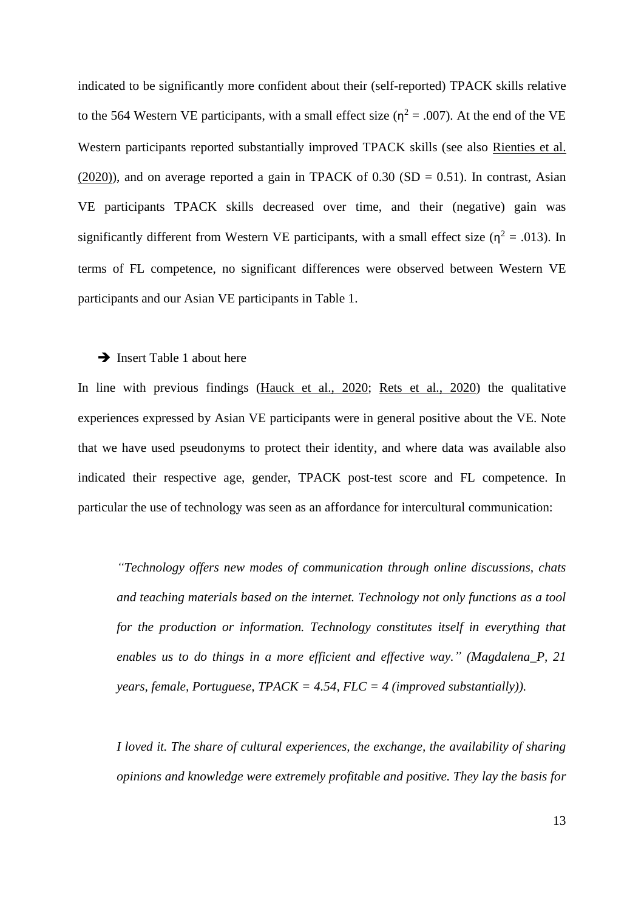indicated to be significantly more confident about their (self-reported) TPACK skills relative to the 564 Western VE participants, with a small effect size ($\eta^2 = .007$). At the end of the VE Western participants reported substantially improved TPACK skills (see also Rienties et al. (2020)), and on average reported a gain in TPACK of 0.30 (SD = 0.51). In contrast, Asian VE participants TPACK skills decreased over time, and their (negative) gain was significantly different from Western VE participants, with a small effect size ($\eta^2 = .013$). In terms of FL competence, no significant differences were observed between Western VE participants and our Asian VE participants in Table 1.

➔ Insert Table 1 about here

In line with previous findings (Hauck et al., 2020; Rets et al., 2020) the qualitative experiences expressed by Asian VE participants were in general positive about the VE. Note that we have used pseudonyms to protect their identity, and where data was available also indicated their respective age, gender, TPACK post-test score and FL competence. In particular the use of technology was seen as an affordance for intercultural communication:

> *"Technology offers new modes of communication through online discussions, chats and teaching materials based on the internet. Technology not only functions as a tool for the production or information. Technology constitutes itself in everything that enables us to do things in a more efficient and effective way." (Magdalena_P, 21 years, female, Portuguese, TPACK = 4.54, FLC = 4 (improved substantially)).*

> *I loved it. The share of cultural experiences, the exchange, the availability of sharing opinions and knowledge were extremely profitable and positive. They lay the basis for*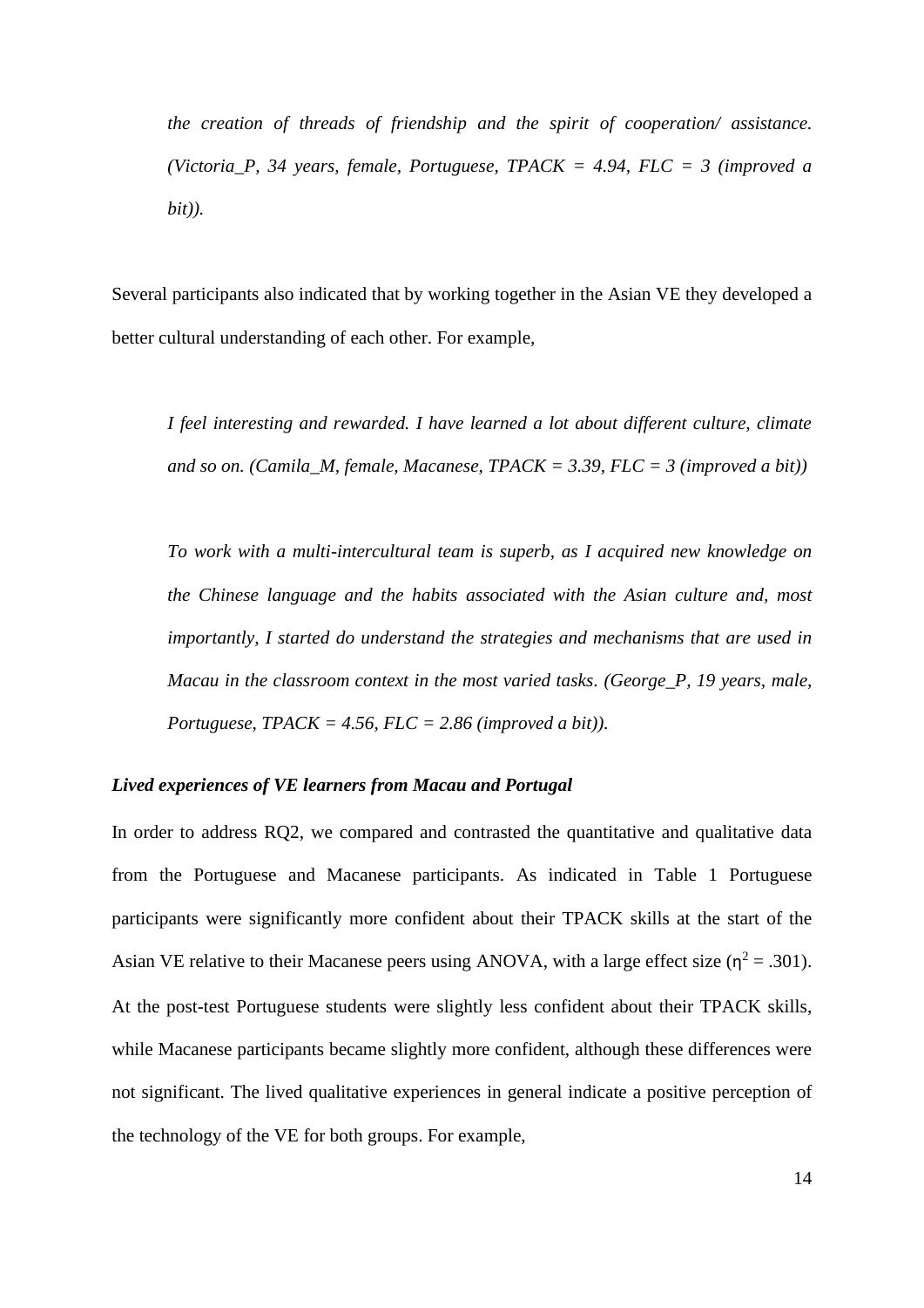*the creation of threads of friendship and the spirit of cooperation/ assistance. (Victoria_P, 34 years, female, Portuguese, TPACK = 4.94, FLC = 3 (improved a bit)).*

Several participants also indicated that by working together in the Asian VE they developed a better cultural understanding of each other. For example,

*I feel interesting and rewarded. I have learned a lot about different culture, climate and so on. (Camila_M, female, Macanese, TPACK = 3.39, FLC = 3 (improved a bit))*

*To work with a multi-intercultural team is superb, as I acquired new knowledge on the Chinese language and the habits associated with the Asian culture and, most importantly, I started do understand the strategies and mechanisms that are used in Macau in the classroom context in the most varied tasks. (George_P, 19 years, male, Portuguese, TPACK = 4.56, FLC = 2.86 (improved a bit)).*

### *Lived experiences of VE learners from Macau and Portugal*

In order to address RQ2, we compared and contrasted the quantitative and qualitative data from the Portuguese and Macanese participants. As indicated in Table 1 Portuguese participants were significantly more confident about their TPACK skills at the start of the Asian VE relative to their Macanese peers using ANOVA, with a large effect size ($\eta^2 = .301$). At the post-test Portuguese students were slightly less confident about their TPACK skills, while Macanese participants became slightly more confident, although these differences were not significant. The lived qualitative experiences in general indicate a positive perception of the technology of the VE for both groups. For example,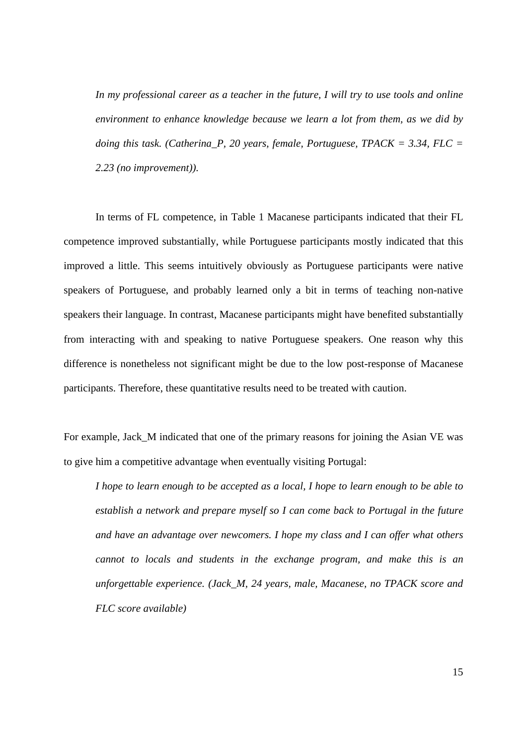*In my professional career as a teacher in the future, I will try to use tools and online environment to enhance knowledge because we learn a lot from them, as we did by doing this task. (Catherina_P, 20 years, female, Portuguese, TPACK = 3.34, FLC = 2.23 (no improvement)).*

In terms of FL competence, in Table 1 Macanese participants indicated that their FL competence improved substantially, while Portuguese participants mostly indicated that this improved a little. This seems intuitively obviously as Portuguese participants were native speakers of Portuguese, and probably learned only a bit in terms of teaching non-native speakers their language. In contrast, Macanese participants might have benefited substantially from interacting with and speaking to native Portuguese speakers. One reason why this difference is nonetheless not significant might be due to the low post-response of Macanese participants. Therefore, these quantitative results need to be treated with caution.

For example, Jack_M indicated that one of the primary reasons for joining the Asian VE was to give him a competitive advantage when eventually visiting Portugal:

*I hope to learn enough to be accepted as a local, I hope to learn enough to be able to establish a network and prepare myself so I can come back to Portugal in the future and have an advantage over newcomers. I hope my class and I can offer what others cannot to locals and students in the exchange program, and make this is an unforgettable experience. (Jack_M, 24 years, male, Macanese, no TPACK score and FLC score available)*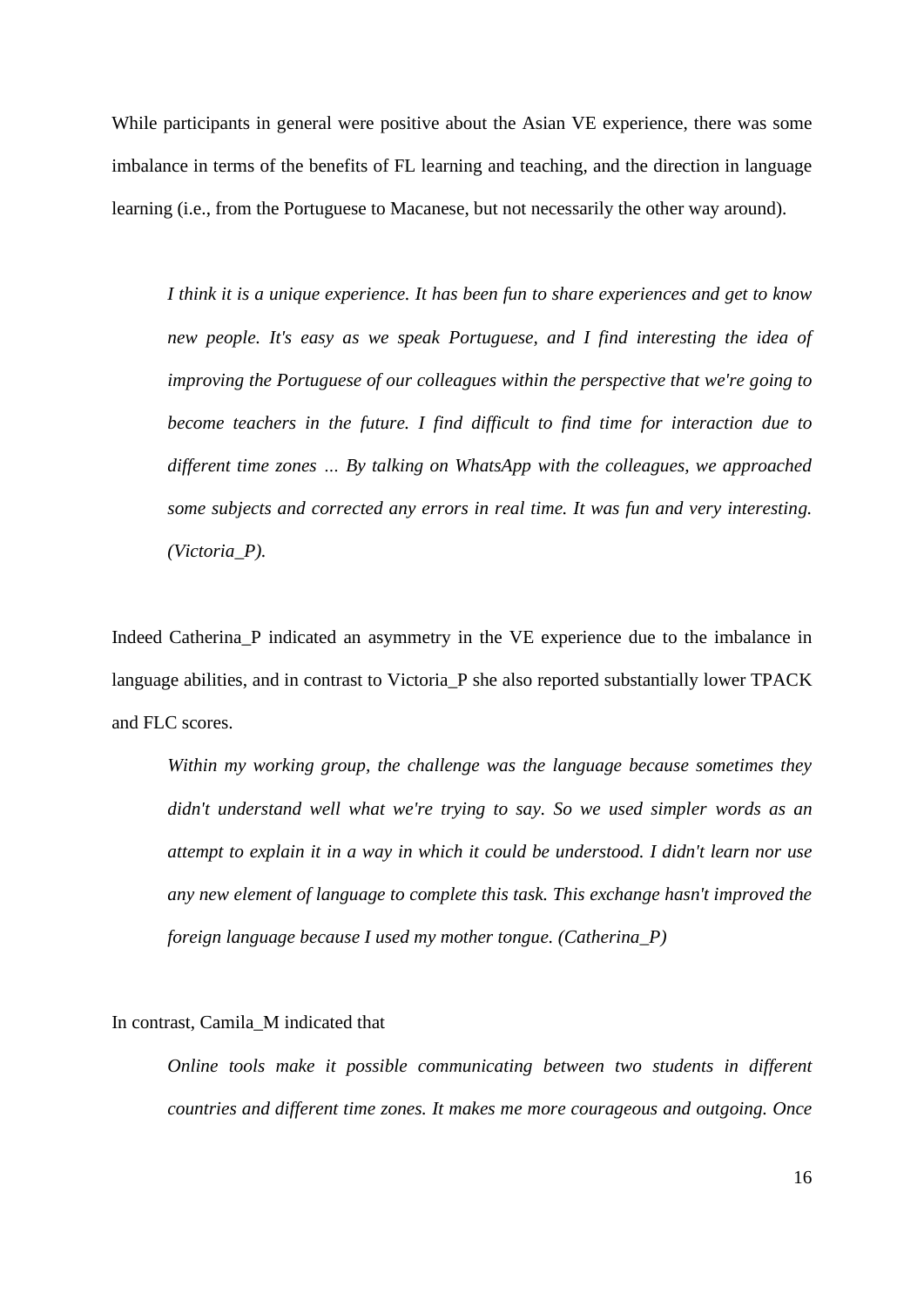While participants in general were positive about the Asian VE experience, there was some imbalance in terms of the benefits of FL learning and teaching, and the direction in language learning (i.e., from the Portuguese to Macanese, but not necessarily the other way around).

> *I think it is a unique experience. It has been fun to share experiences and get to know new people. It's easy as we speak Portuguese, and I find interesting the idea of improving the Portuguese of our colleagues within the perspective that we're going to become teachers in the future. I find difficult to find time for interaction due to different time zones … By talking on WhatsApp with the colleagues, we approached some subjects and corrected any errors in real time. It was fun and very interesting. (Victoria_P).*

Indeed Catherina_P indicated an asymmetry in the VE experience due to the imbalance in language abilities, and in contrast to Victoria_P she also reported substantially lower TPACK and FLC scores.

> *Within my working group, the challenge was the language because sometimes they didn't understand well what we're trying to say. So we used simpler words as an attempt to explain it in a way in which it could be understood. I didn't learn nor use any new element of language to complete this task. This exchange hasn't improved the foreign language because I used my mother tongue. (Catherina_P)*

In contrast, Camila_M indicated that

> *Online tools make it possible communicating between two students in different countries and different time zones. It makes me more courageous and outgoing. Once*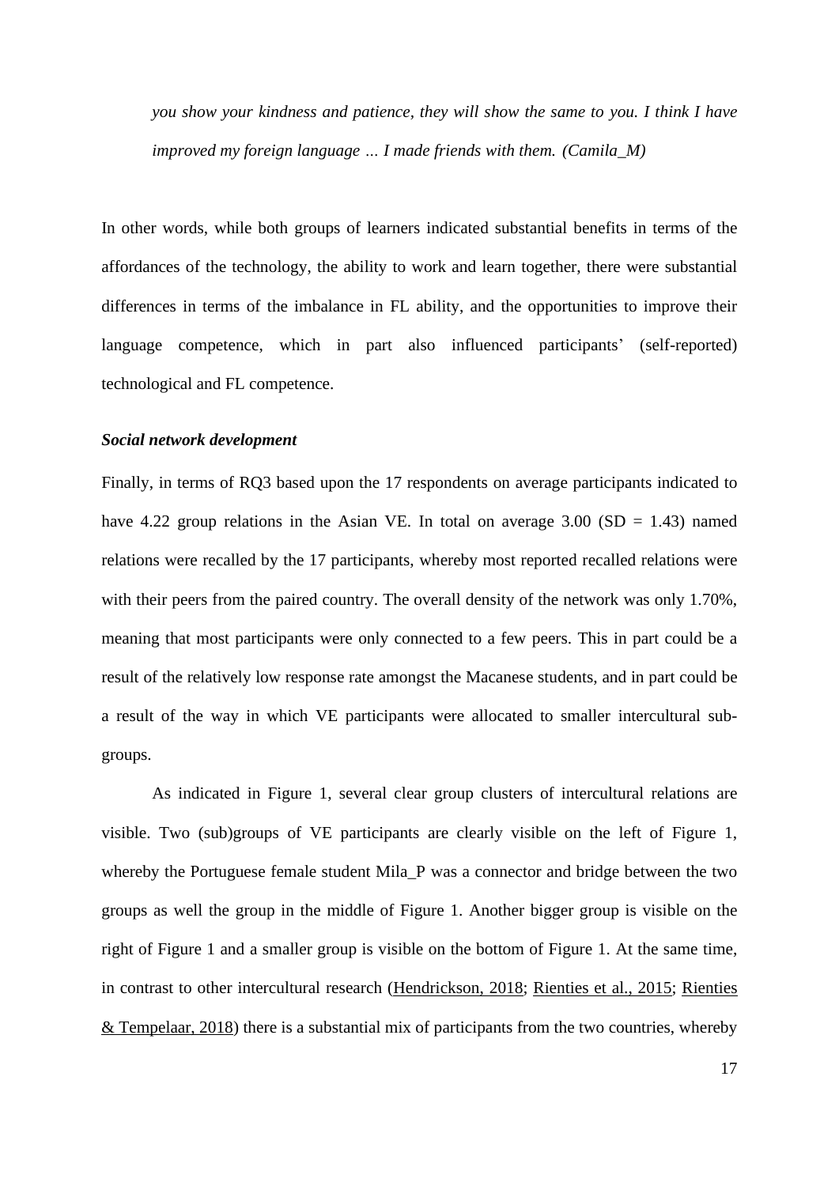*you show your kindness and patience, they will show the same to you. I think I have improved my foreign language … I made friends with them. (Camila_M)*

In other words, while both groups of learners indicated substantial benefits in terms of the affordances of the technology, the ability to work and learn together, there were substantial differences in terms of the imbalance in FL ability, and the opportunities to improve their language competence, which in part also influenced participants' (self-reported) technological and FL competence.

***Social network development***

Finally, in terms of RQ3 based upon the 17 respondents on average participants indicated to have 4.22 group relations in the Asian VE. In total on average 3.00 (SD = 1.43) named relations were recalled by the 17 participants, whereby most reported recalled relations were with their peers from the paired country. The overall density of the network was only 1.70%, meaning that most participants were only connected to a few peers. This in part could be a result of the relatively low response rate amongst the Macanese students, and in part could be a result of the way in which VE participants were allocated to smaller intercultural sub-groups.

As indicated in Figure 1, several clear group clusters of intercultural relations are visible. Two (sub)groups of VE participants are clearly visible on the left of Figure 1, whereby the Portuguese female student Mila_P was a connector and bridge between the two groups as well the group in the middle of Figure 1. Another bigger group is visible on the right of Figure 1 and a smaller group is visible on the bottom of Figure 1. At the same time, in contrast to other intercultural research (Hendrickson, 2018; Rienties et al., 2015; Rienties & Tempelaar, 2018) there is a substantial mix of participants from the two countries, whereby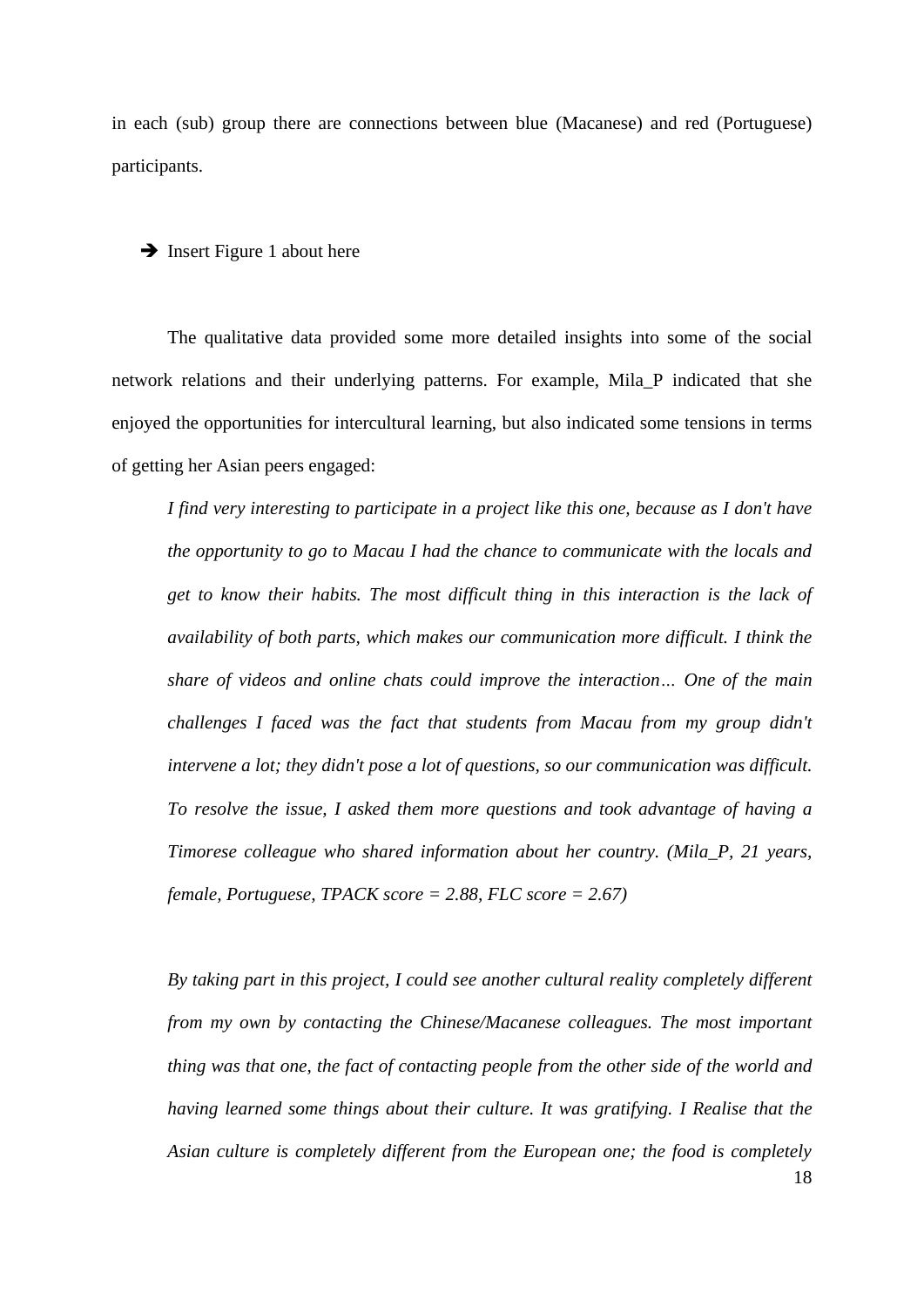in each (sub) group there are connections between blue (Macanese) and red (Portuguese) participants.

➔ Insert Figure 1 about here

The qualitative data provided some more detailed insights into some of the social network relations and their underlying patterns. For example, Mila_P indicated that she enjoyed the opportunities for intercultural learning, but also indicated some tensions in terms of getting her Asian peers engaged:

> *I find very interesting to participate in a project like this one, because as I don't have the opportunity to go to Macau I had the chance to communicate with the locals and get to know their habits. The most difficult thing in this interaction is the lack of availability of both parts, which makes our communication more difficult. I think the share of videos and online chats could improve the interaction… One of the main challenges I faced was the fact that students from Macau from my group didn't intervene a lot; they didn't pose a lot of questions, so our communication was difficult. To resolve the issue, I asked them more questions and took advantage of having a Timorese colleague who shared information about her country. (Mila_P, 21 years, female, Portuguese, TPACK score = 2.88, FLC score = 2.67)*

> *By taking part in this project, I could see another cultural reality completely different from my own by contacting the Chinese/Macanese colleagues. The most important thing was that one, the fact of contacting people from the other side of the world and having learned some things about their culture. It was gratifying. I Realise that the Asian culture is completely different from the European one; the food is completely*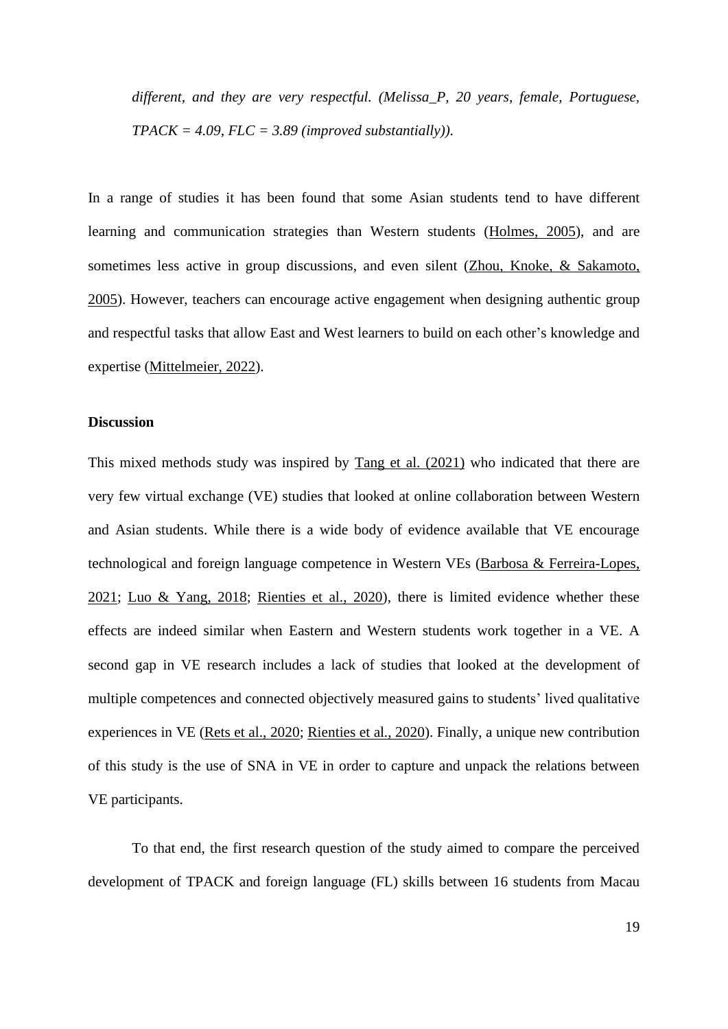*different, and they are very respectful. (Melissa_P, 20 years, female, Portuguese, TPACK = 4.09, FLC = 3.89 (improved substantially)).*

In a range of studies it has been found that some Asian students tend to have different learning and communication strategies than Western students (Holmes, 2005), and are sometimes less active in group discussions, and even silent (Zhou, Knoke, & Sakamoto, 2005). However, teachers can encourage active engagement when designing authentic group and respectful tasks that allow East and West learners to build on each other's knowledge and expertise (Mittelmeier, 2022).

**Discussion**

This mixed methods study was inspired by Tang et al. (2021) who indicated that there are very few virtual exchange (VE) studies that looked at online collaboration between Western and Asian students. While there is a wide body of evidence available that VE encourage technological and foreign language competence in Western VEs (Barbosa & Ferreira-Lopes, 2021; Luo & Yang, 2018; Rienties et al., 2020), there is limited evidence whether these effects are indeed similar when Eastern and Western students work together in a VE. A second gap in VE research includes a lack of studies that looked at the development of multiple competences and connected objectively measured gains to students' lived qualitative experiences in VE (Rets et al., 2020; Rienties et al., 2020). Finally, a unique new contribution of this study is the use of SNA in VE in order to capture and unpack the relations between VE participants.

To that end, the first research question of the study aimed to compare the perceived development of TPACK and foreign language (FL) skills between 16 students from Macau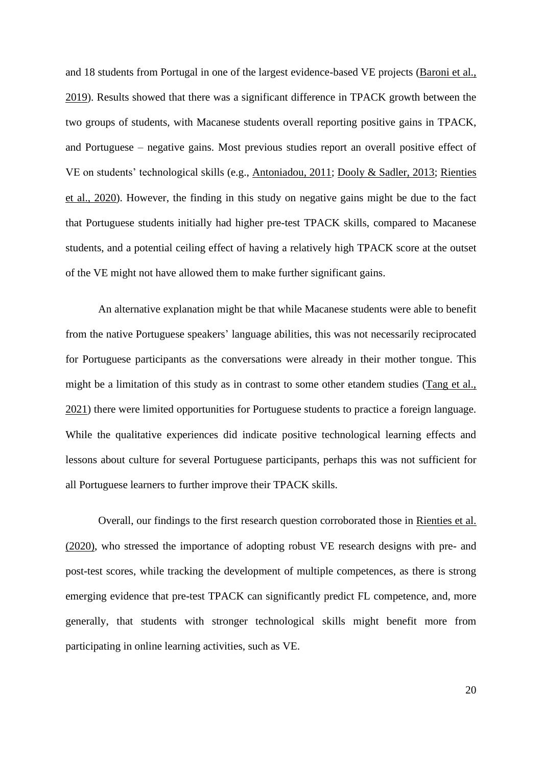and 18 students from Portugal in one of the largest evidence-based VE projects (Baroni et al., 2019). Results showed that there was a significant difference in TPACK growth between the two groups of students, with Macanese students overall reporting positive gains in TPACK, and Portuguese – negative gains. Most previous studies report an overall positive effect of VE on students' technological skills (e.g., Antoniadou, 2011; Dooly & Sadler, 2013; Rienties et al., 2020). However, the finding in this study on negative gains might be due to the fact that Portuguese students initially had higher pre-test TPACK skills, compared to Macanese students, and a potential ceiling effect of having a relatively high TPACK score at the outset of the VE might not have allowed them to make further significant gains.

An alternative explanation might be that while Macanese students were able to benefit from the native Portuguese speakers' language abilities, this was not necessarily reciprocated for Portuguese participants as the conversations were already in their mother tongue. This might be a limitation of this study as in contrast to some other etandem studies (Tang et al., 2021) there were limited opportunities for Portuguese students to practice a foreign language. While the qualitative experiences did indicate positive technological learning effects and lessons about culture for several Portuguese participants, perhaps this was not sufficient for all Portuguese learners to further improve their TPACK skills.

Overall, our findings to the first research question corroborated those in Rienties et al. (2020), who stressed the importance of adopting robust VE research designs with pre- and post-test scores, while tracking the development of multiple competences, as there is strong emerging evidence that pre-test TPACK can significantly predict FL competence, and, more generally, that students with stronger technological skills might benefit more from participating in online learning activities, such as VE.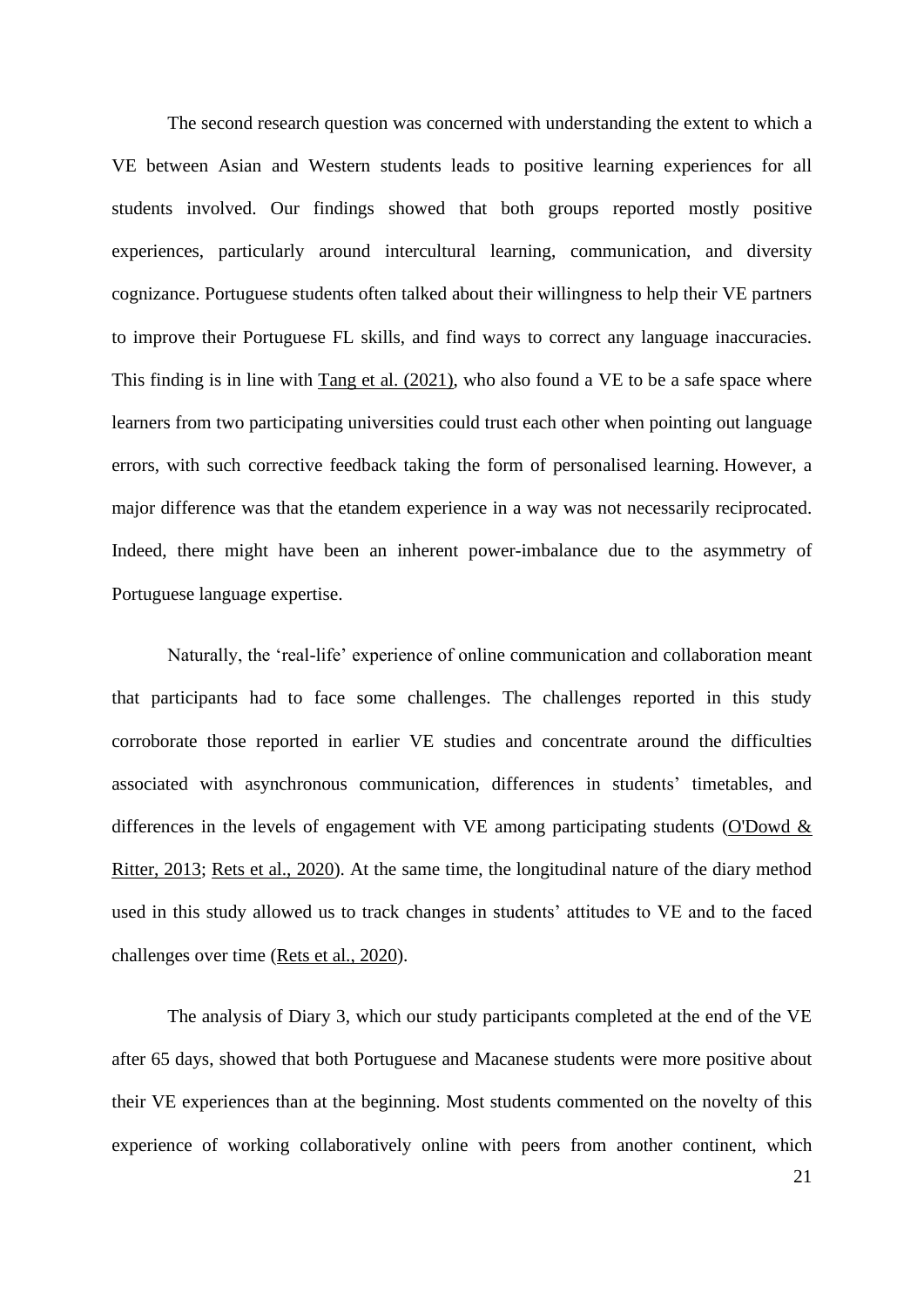The second research question was concerned with understanding the extent to which a VE between Asian and Western students leads to positive learning experiences for all students involved. Our findings showed that both groups reported mostly positive experiences, particularly around intercultural learning, communication, and diversity cognizance. Portuguese students often talked about their willingness to help their VE partners to improve their Portuguese FL skills, and find ways to correct any language inaccuracies. This finding is in line with Tang et al. (2021), who also found a VE to be a safe space where learners from two participating universities could trust each other when pointing out language errors, with such corrective feedback taking the form of personalised learning. However, a major difference was that the etandem experience in a way was not necessarily reciprocated. Indeed, there might have been an inherent power-imbalance due to the asymmetry of Portuguese language expertise.

Naturally, the 'real-life' experience of online communication and collaboration meant that participants had to face some challenges. The challenges reported in this study corroborate those reported in earlier VE studies and concentrate around the difficulties associated with asynchronous communication, differences in students' timetables, and differences in the levels of engagement with VE among participating students (O'Dowd & Ritter, 2013; Rets et al., 2020). At the same time, the longitudinal nature of the diary method used in this study allowed us to track changes in students' attitudes to VE and to the faced challenges over time (Rets et al., 2020).

The analysis of Diary 3, which our study participants completed at the end of the VE after 65 days, showed that both Portuguese and Macanese students were more positive about their VE experiences than at the beginning. Most students commented on the novelty of this experience of working collaboratively online with peers from another continent, which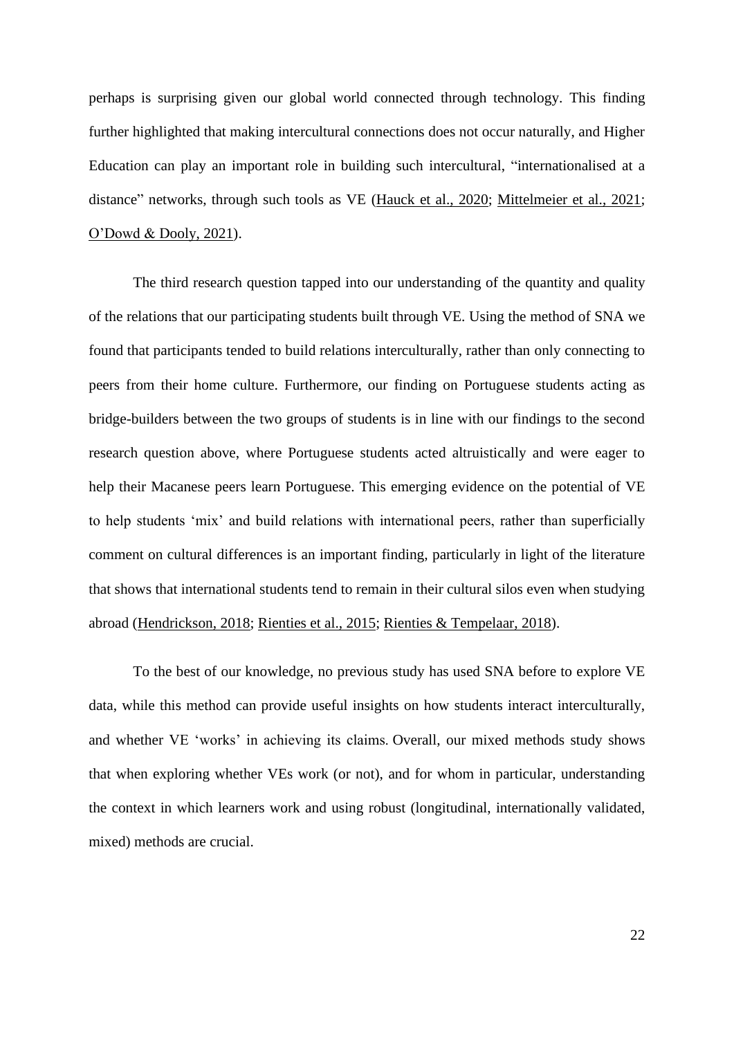perhaps is surprising given our global world connected through technology. This finding further highlighted that making intercultural connections does not occur naturally, and Higher Education can play an important role in building such intercultural, "internationalised at a distance" networks, through such tools as VE (Hauck et al., 2020; Mittelmeier et al., 2021; O'Dowd & Dooly, 2021).

The third research question tapped into our understanding of the quantity and quality of the relations that our participating students built through VE. Using the method of SNA we found that participants tended to build relations interculturally, rather than only connecting to peers from their home culture. Furthermore, our finding on Portuguese students acting as bridge-builders between the two groups of students is in line with our findings to the second research question above, where Portuguese students acted altruistically and were eager to help their Macanese peers learn Portuguese. This emerging evidence on the potential of VE to help students 'mix' and build relations with international peers, rather than superficially comment on cultural differences is an important finding, particularly in light of the literature that shows that international students tend to remain in their cultural silos even when studying abroad (Hendrickson, 2018; Rienties et al., 2015; Rienties & Tempelaar, 2018).

To the best of our knowledge, no previous study has used SNA before to explore VE data, while this method can provide useful insights on how students interact interculturally, and whether VE 'works' in achieving its claims. Overall, our mixed methods study shows that when exploring whether VEs work (or not), and for whom in particular, understanding the context in which learners work and using robust (longitudinal, internationally validated, mixed) methods are crucial.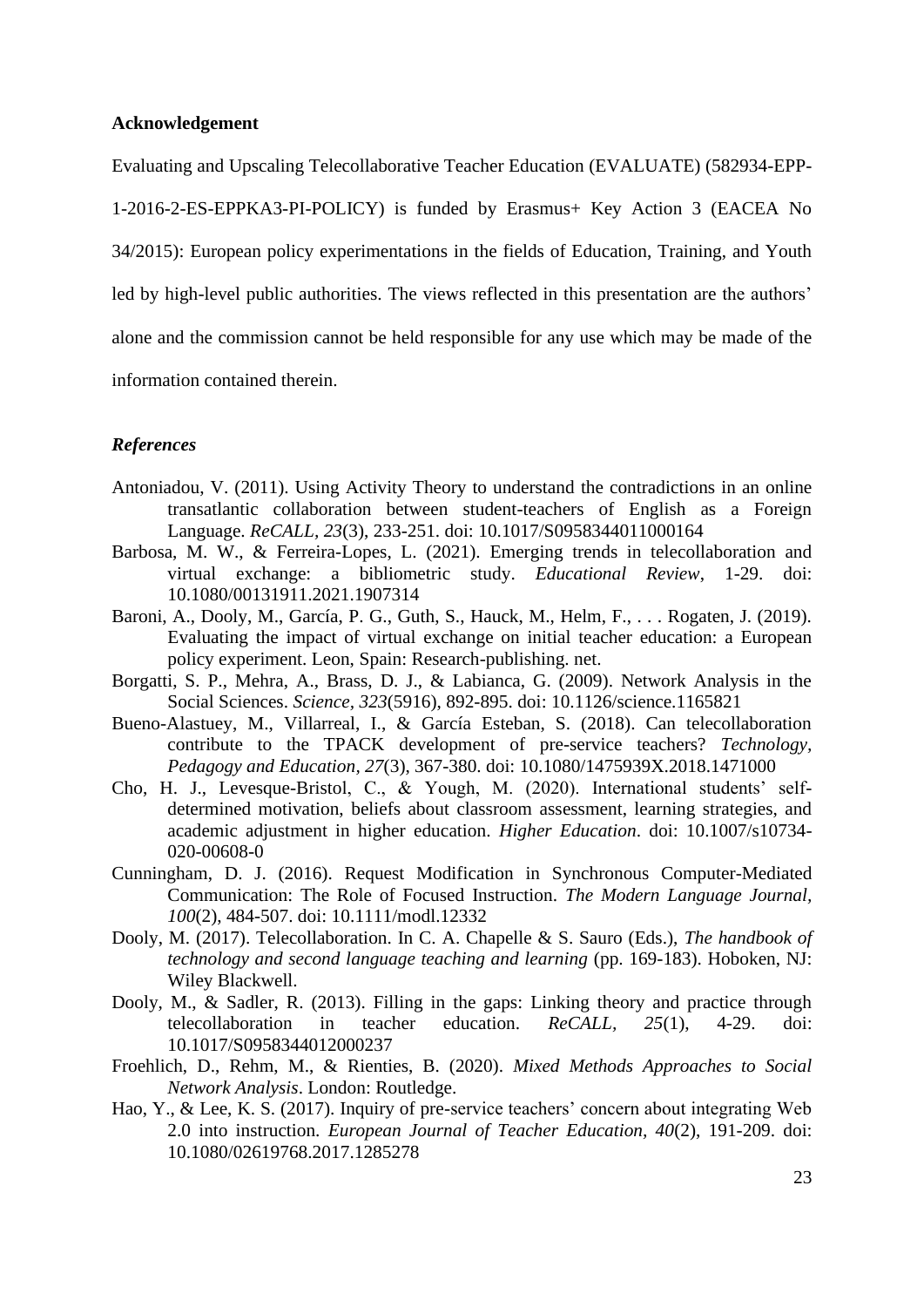**Acknowledgement**

Evaluating and Upscaling Telecollaborative Teacher Education (EVALUATE) (582934-EPP-1-2016-2-ES-EPPKA3-PI-POLICY) is funded by Erasmus+ Key Action 3 (EACEA No 34/2015): European policy experimentations in the fields of Education, Training, and Youth led by high-level public authorities. The views reflected in this presentation are the authors' alone and the commission cannot be held responsible for any use which may be made of the information contained therein.

***References***

Antoniadou, V. (2011). Using Activity Theory to understand the contradictions in an online transatlantic collaboration between student-teachers of English as a Foreign Language. *ReCALL, 23*(3), 233-251. doi: 10.1017/S0958344011000164

Barbosa, M. W., & Ferreira-Lopes, L. (2021). Emerging trends in telecollaboration and virtual exchange: a bibliometric study. *Educational Review*, 1-29. doi: 10.1080/00131911.2021.1907314

Baroni, A., Dooly, M., García, P. G., Guth, S., Hauck, M., Helm, F., . . . Rogaten, J. (2019). Evaluating the impact of virtual exchange on initial teacher education: a European policy experiment. Leon, Spain: Research-publishing. net.

Borgatti, S. P., Mehra, A., Brass, D. J., & Labianca, G. (2009). Network Analysis in the Social Sciences. *Science, 323*(5916), 892-895. doi: 10.1126/science.1165821

Bueno-Alastuey, M., Villarreal, I., & García Esteban, S. (2018). Can telecollaboration contribute to the TPACK development of pre-service teachers? *Technology, Pedagogy and Education, 27*(3), 367-380. doi: 10.1080/1475939X.2018.1471000

Cho, H. J., Levesque-Bristol, C., & Yough, M. (2020). International students' self-determined motivation, beliefs about classroom assessment, learning strategies, and academic adjustment in higher education. *Higher Education*. doi: 10.1007/s10734-020-00608-0

Cunningham, D. J. (2016). Request Modification in Synchronous Computer-Mediated Communication: The Role of Focused Instruction. *The Modern Language Journal, 100*(2), 484-507. doi: 10.1111/modl.12332

Dooly, M. (2017). Telecollaboration. In C. A. Chapelle & S. Sauro (Eds.), *The handbook of technology and second language teaching and learning* (pp. 169-183). Hoboken, NJ: Wiley Blackwell.

Dooly, M., & Sadler, R. (2013). Filling in the gaps: Linking theory and practice through telecollaboration in teacher education. *ReCALL, 25*(1), 4-29. doi: 10.1017/S0958344012000237

Froehlich, D., Rehm, M., & Rienties, B. (2020). *Mixed Methods Approaches to Social Network Analysis*. London: Routledge.

Hao, Y., & Lee, K. S. (2017). Inquiry of pre-service teachers' concern about integrating Web 2.0 into instruction. *European Journal of Teacher Education, 40*(2), 191-209. doi: 10.1080/02619768.2017.1285278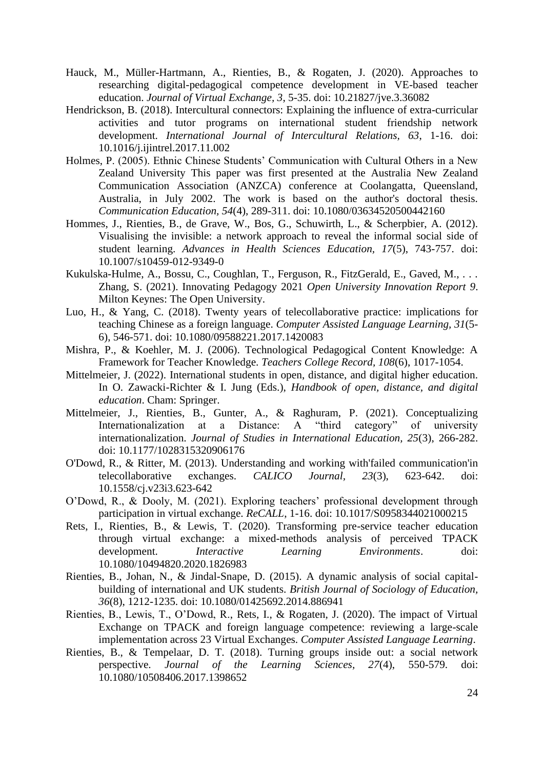Hauck, M., Müller-Hartmann, A., Rienties, B., & Rogaten, J. (2020). Approaches to researching digital-pedagogical competence development in VE-based teacher education. *Journal of Virtual Exchange, 3*, 5-35. doi: 10.21827/jve.3.36082

Hendrickson, B. (2018). Intercultural connectors: Explaining the influence of extra-curricular activities and tutor programs on international student friendship network development. *International Journal of Intercultural Relations, 63*, 1-16. doi: 10.1016/j.ijintrel.2017.11.002

Holmes, P. (2005). Ethnic Chinese Students' Communication with Cultural Others in a New Zealand University This paper was first presented at the Australia New Zealand Communication Association (ANZCA) conference at Coolangatta, Queensland, Australia, in July 2002. The work is based on the author's doctoral thesis. *Communication Education, 54*(4), 289-311. doi: 10.1080/03634520500442160

Hommes, J., Rienties, B., de Grave, W., Bos, G., Schuwirth, L., & Scherpbier, A. (2012). Visualising the invisible: a network approach to reveal the informal social side of student learning. *Advances in Health Sciences Education, 17*(5), 743-757. doi: 10.1007/s10459-012-9349-0

Kukulska-Hulme, A., Bossu, C., Coughlan, T., Ferguson, R., FitzGerald, E., Gaved, M., . . . Zhang, S. (2021). Innovating Pedagogy 2021 *Open University Innovation Report 9*. Milton Keynes: The Open University.

Luo, H., & Yang, C. (2018). Twenty years of telecollaborative practice: implications for teaching Chinese as a foreign language. *Computer Assisted Language Learning, 31*(5-6), 546-571. doi: 10.1080/09588221.2017.1420083

Mishra, P., & Koehler, M. J. (2006). Technological Pedagogical Content Knowledge: A Framework for Teacher Knowledge. *Teachers College Record, 108*(6), 1017-1054.

Mittelmeier, J. (2022). International students in open, distance, and digital higher education. In O. Zawacki-Richter & I. Jung (Eds.), *Handbook of open, distance, and digital education*. Cham: Springer.

Mittelmeier, J., Rienties, B., Gunter, A., & Raghuram, P. (2021). Conceptualizing Internationalization at a Distance: A "third category" of university internationalization. *Journal of Studies in International Education, 25*(3), 266-282. doi: 10.1177/1028315320906176

O'Dowd, R., & Ritter, M. (2013). Understanding and working with'failed communication'in telecollaborative exchanges. *CALICO Journal, 23*(3), 623-642. doi: 10.1558/cj.v23i3.623-642

O'Dowd, R., & Dooly, M. (2021). Exploring teachers' professional development through participation in virtual exchange. *ReCALL*, 1-16. doi: 10.1017/S0958344021000215

Rets, I., Rienties, B., & Lewis, T. (2020). Transforming pre-service teacher education through virtual exchange: a mixed-methods analysis of perceived TPACK development. *Interactive Learning Environments*. doi: 10.1080/10494820.2020.1826983

Rienties, B., Johan, N., & Jindal-Snape, D. (2015). A dynamic analysis of social capital-building of international and UK students. *British Journal of Sociology of Education, 36*(8), 1212-1235. doi: 10.1080/01425692.2014.886941

Rienties, B., Lewis, T., O'Dowd, R., Rets, I., & Rogaten, J. (2020). The impact of Virtual Exchange on TPACK and foreign language competence: reviewing a large-scale implementation across 23 Virtual Exchanges. *Computer Assisted Language Learning*.

Rienties, B., & Tempelaar, D. T. (2018). Turning groups inside out: a social network perspective. *Journal of the Learning Sciences, 27*(4), 550-579. doi: 10.1080/10508406.2017.1398652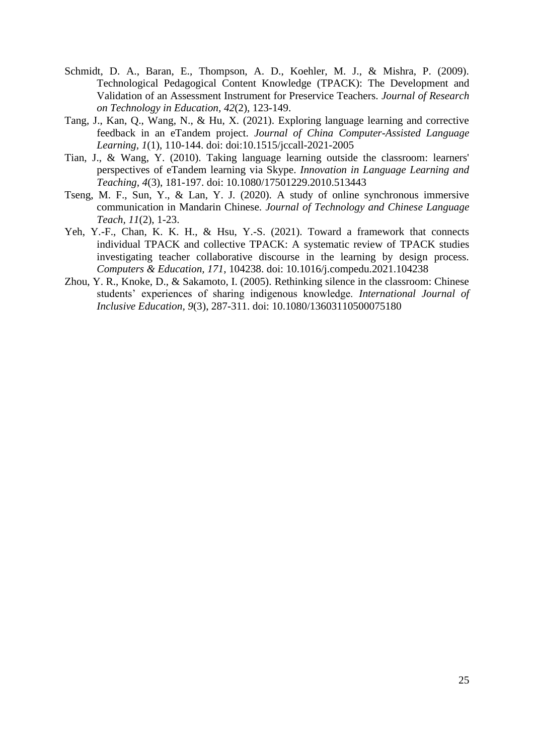Schmidt, D. A., Baran, E., Thompson, A. D., Koehler, M. J., & Mishra, P. (2009). Technological Pedagogical Content Knowledge (TPACK): The Development and Validation of an Assessment Instrument for Preservice Teachers. *Journal of Research on Technology in Education, 42*(2), 123-149.

Tang, J., Kan, Q., Wang, N., & Hu, X. (2021). Exploring language learning and corrective feedback in an eTandem project. *Journal of China Computer-Assisted Language Learning, 1*(1), 110-144. doi: doi:10.1515/jccall-2021-2005

Tian, J., & Wang, Y. (2010). Taking language learning outside the classroom: learners' perspectives of eTandem learning via Skype. *Innovation in Language Learning and Teaching, 4*(3), 181-197. doi: 10.1080/17501229.2010.513443

Tseng, M. F., Sun, Y., & Lan, Y. J. (2020). A study of online synchronous immersive communication in Mandarin Chinese. *Journal of Technology and Chinese Language Teach, 11*(2), 1-23.

Yeh, Y.-F., Chan, K. K. H., & Hsu, Y.-S. (2021). Toward a framework that connects individual TPACK and collective TPACK: A systematic review of TPACK studies investigating teacher collaborative discourse in the learning by design process. *Computers & Education, 171*, 104238. doi: 10.1016/j.compedu.2021.104238

Zhou, Y. R., Knoke, D., & Sakamoto, I. (2005). Rethinking silence in the classroom: Chinese students' experiences of sharing indigenous knowledge. *International Journal of Inclusive Education, 9*(3), 287-311. doi: 10.1080/13603110500075180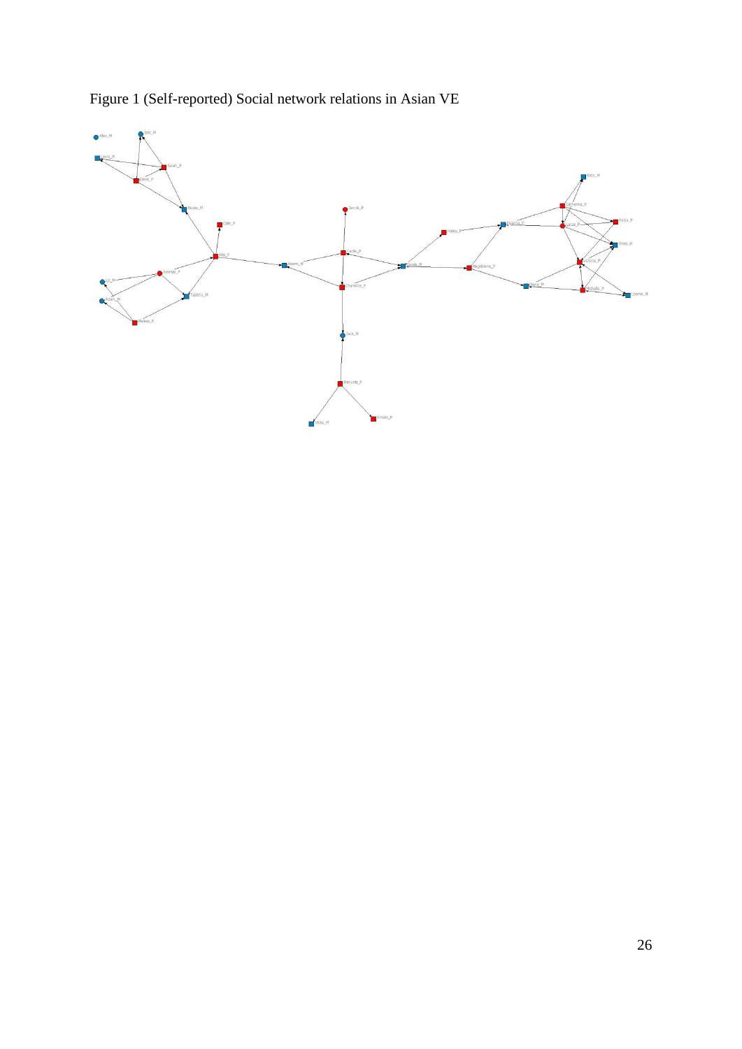Figure 1 (Self-reported) Social network relations in Asian VE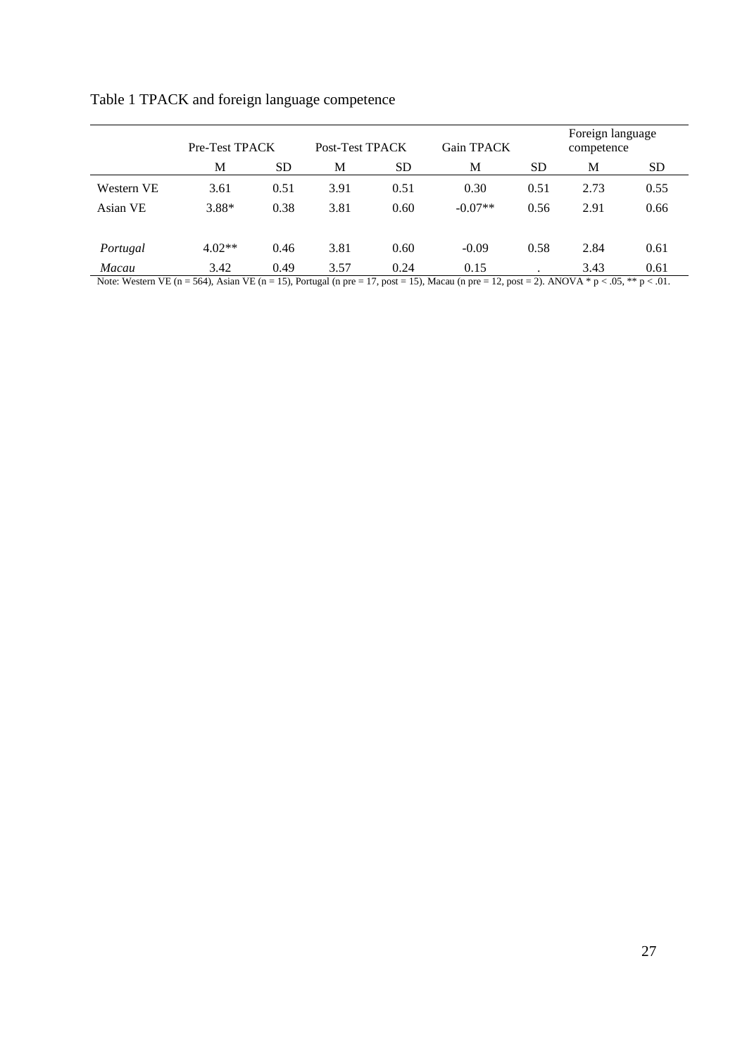Table 1 TPACK and foreign language competence

| | Pre-Test TPACK | | Post-Test TPACK | | Gain TPACK | | Foreign language competence | |
|---|---|---|---|---|---|---|---|---|
| | M | SD | M | SD | M | SD | M | SD |
| Western VE | 3.61 | 0.51 | 3.91 | 0.51 | 0.30 | 0.51 | 2.73 | 0.55 |
| Asian VE | 3.88* | 0.38 | 3.81 | 0.60 | -0.07** | 0.56 | 2.91 | 0.66 |
| *Portugal* | 4.02** | 0.46 | 3.81 | 0.60 | -0.09 | 0.58 | 2.84 | 0.61 |
| *Macau* | 3.42 | 0.49 | 3.57 | 0.24 | 0.15 | . | 3.43 | 0.61 |

Note: Western VE ($n = 564$), Asian VE ($n = 15$), Portugal (n pre = 17, post = 15), Macau (n pre = 12, post = 2). ANOVA * $p < .05$, ** $p < .01$.